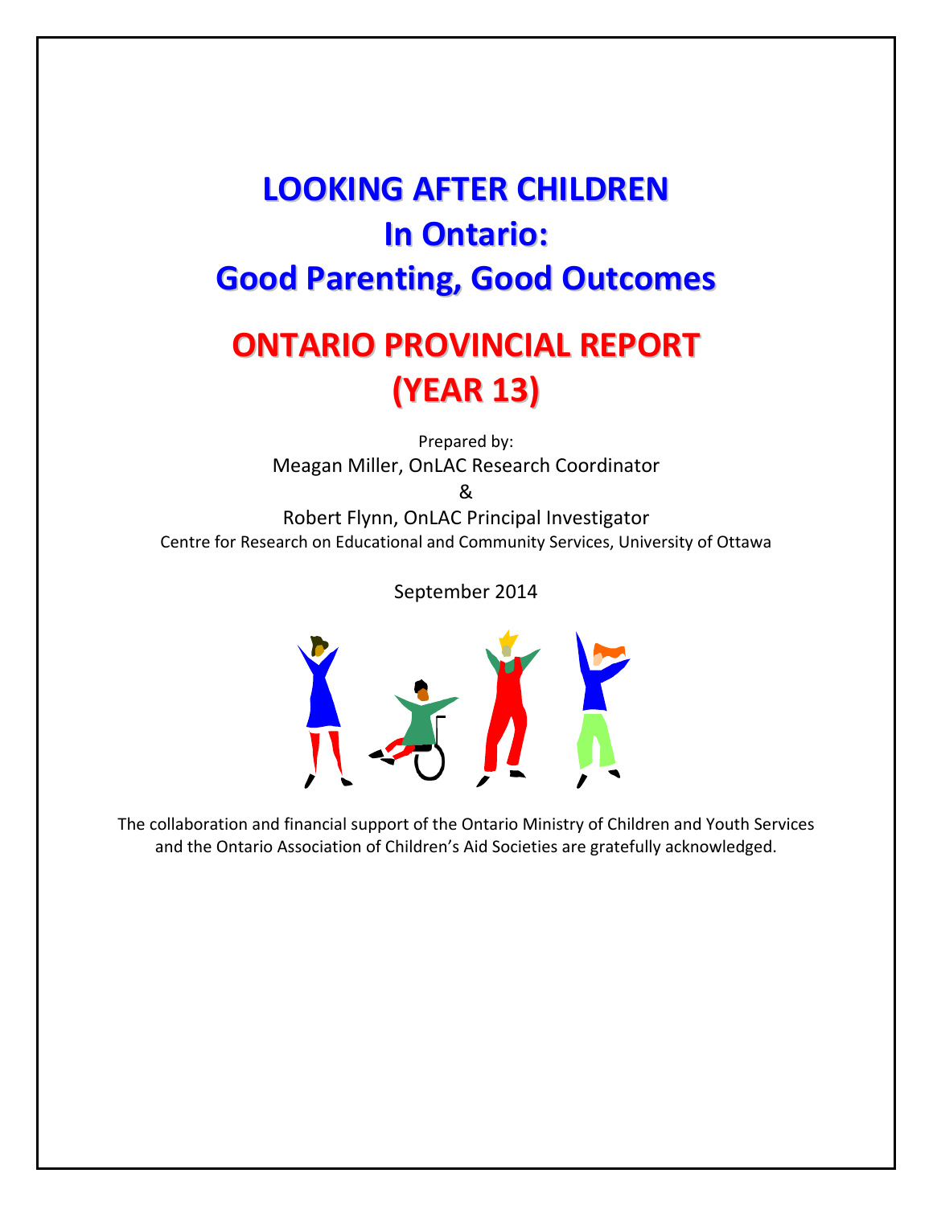# LOOKING AFTER CHILDREN In Ontario: Good Parenting, Good Outcomes

## ONTARIO PROVINCIAL REPORT (YEAR 13)

Prepared by:

Meagan Miller, OnLAC Research Coordinator

&

Robert Flynn, OnLAC Principal Investigator

Centre for Research on Educational and Community Services, University of Ottawa

September 2014

The collaboration and financial support of the Ontario Ministry of Children and Youth Services and the Ontario Association of Children's Aid Societies are gratefully acknowledged.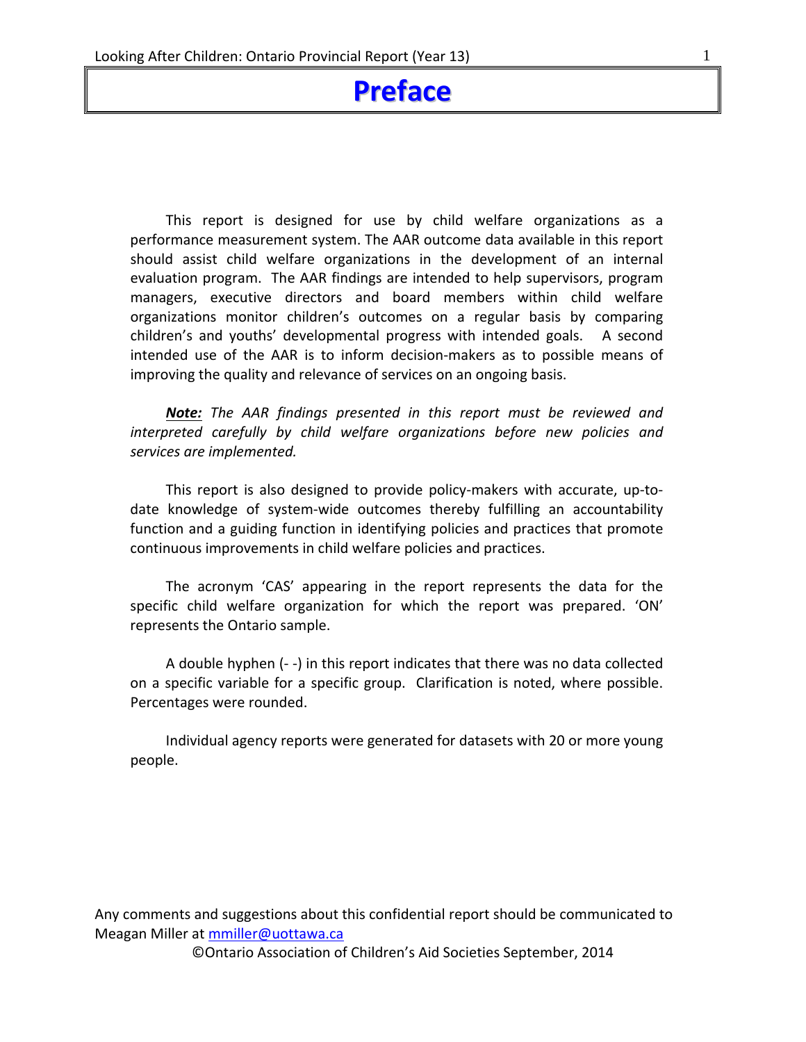# Preface

This report is designed for use by child welfare organizations as a performance measurement system. The AAR outcome data available in this report should assist child welfare organizations in the development of an internal evaluation program. The AAR findings are intended to help supervisors, program managers, executive directors and board members within child welfare organizations monitor children's outcomes on a regular basis by comparing children's and youths' developmental progress with intended goals. A second intended use of the AAR is to inform decision-makers as to possible means of improving the quality and relevance of services on an ongoing basis.

***Note:*** *The AAR findings presented in this report must be reviewed and interpreted carefully by child welfare organizations before new policies and services are implemented.*

This report is also designed to provide policy-makers with accurate, up-to-date knowledge of system-wide outcomes thereby fulfilling an accountability function and a guiding function in identifying policies and practices that promote continuous improvements in child welfare policies and practices.

The acronym 'CAS' appearing in the report represents the data for the specific child welfare organization for which the report was prepared. 'ON' represents the Ontario sample.

A double hyphen (- -) in this report indicates that there was no data collected on a specific variable for a specific group. Clarification is noted, where possible. Percentages were rounded.

Individual agency reports were generated for datasets with 20 or more young people.

Any comments and suggestions about this confidential report should be communicated to Meagan Miller at mmiller@uottawa.ca

©Ontario Association of Children's Aid Societies September, 2014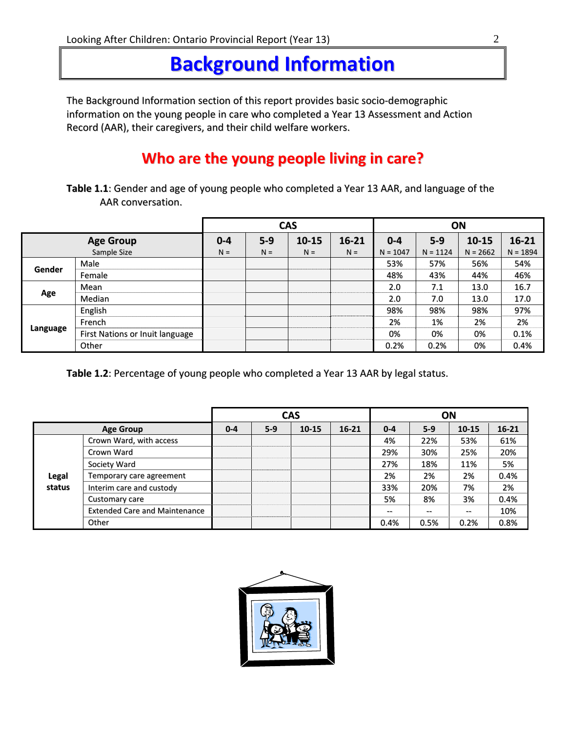# Background Information

The Background Information section of this report provides basic socio-demographic information on the young people in care who completed a Year 13 Assessment and Action Record (AAR), their caregivers, and their child welfare workers.

## Who are the young people living in care?

**Table 1.1**: Gender and age of young people who completed a Year 13 AAR, and language of the AAR conversation.

| | | CAS | | | | ON | | | |
|---|---|---|---|---|---|---|---|---|---|
| **Age Group** | | **0-4** | **5-9** | **10-15** | **16-21** | **0-4** | **5-9** | **10-15** | **16-21** |
| Sample Size | | N = | N = | N = | N = | N = 1047 | N = 1124 | N = 2662 | N = 1894 |
| **Gender** | Male | | | | | 53% | 57% | 56% | 54% |
| | Female | | | | | 48% | 43% | 44% | 46% |
| **Age** | Mean | | | | | 2.0 | 7.1 | 13.0 | 16.7 |
| | Median | | | | | 2.0 | 7.0 | 13.0 | 17.0 |
| **Language** | English | | | | | 98% | 98% | 98% | 97% |
| | French | | | | | 2% | 1% | 2% | 2% |
| | First Nations or Inuit language | | | | | 0% | 0% | 0% | 0.1% |
| | Other | | | | | 0.2% | 0.2% | 0% | 0.4% |

**Table 1.2**: Percentage of young people who completed a Year 13 AAR by legal status.

| | | CAS | | | | ON | | | |
|---|---|---|---|---|---|---|---|---|---|
| **Age Group** | | **0-4** | **5-9** | **10-15** | **16-21** | **0-4** | **5-9** | **10-15** | **16-21** |
| **Legal status** | Crown Ward, with access | | | | | 4% | 22% | 53% | 61% |
| | Crown Ward | | | | | 29% | 30% | 25% | 20% |
| | Society Ward | | | | | 27% | 18% | 11% | 5% |
| | Temporary care agreement | | | | | 2% | 2% | 2% | 0.4% |
| | Interim care and custody | | | | | 33% | 20% | 7% | 2% |
| | Customary care | | | | | 5% | 8% | 3% | 0.4% |
| | Extended Care and Maintenance | | | | | -- | -- | -- | 10% |
| | Other | | | | | 0.4% | 0.5% | 0.2% | 0.8% |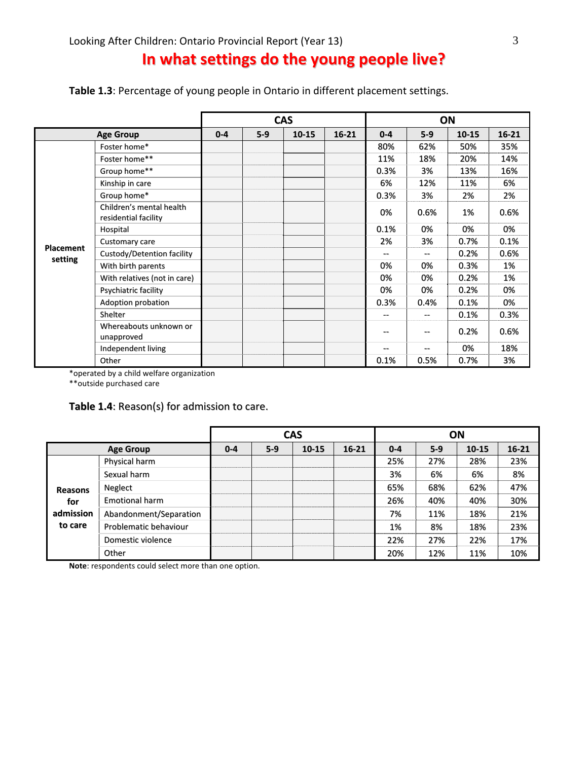## In what settings do the young people live?

**Table 1.3**: Percentage of young people in Ontario in different placement settings.

| | | CAS | | | | ON | | | |
|---|---|---|---|---|---|---|---|---|---|
| **Age Group** | | **0-4** | **5-9** | **10-15** | **16-21** | **0-4** | **5-9** | **10-15** | **16-21** |
| **Placement setting** | Foster home* | | | | | 80% | 62% | 50% | 35% |
| | Foster home** | | | | | 11% | 18% | 20% | 14% |
| | Group home** | | | | | 0.3% | 3% | 13% | 16% |
| | Kinship in care | | | | | 6% | 12% | 11% | 6% |
| | Group home* | | | | | 0.3% | 3% | 2% | 2% |
| | Children's mental health residential facility | | | | | 0% | 0.6% | 1% | 0.6% |
| | Hospital | | | | | 0.1% | 0% | 0% | 0% |
| | Customary care | | | | | 2% | 3% | 0.7% | 0.1% |
| | Custody/Detention facility | | | | | -- | -- | 0.2% | 0.6% |
| | With birth parents | | | | | 0% | 0% | 0.3% | 1% |
| | With relatives (not in care) | | | | | 0% | 0% | 0.2% | 1% |
| | Psychiatric facility | | | | | 0% | 0% | 0.2% | 0% |
| | Adoption probation | | | | | 0.3% | 0.4% | 0.1% | 0% |
| | Shelter | | | | | -- | -- | 0.1% | 0.3% |
| | Whereabouts unknown or unapproved | | | | | -- | -- | 0.2% | 0.6% |
| | Independent living | | | | | -- | -- | 0% | 18% |
| | Other | | | | | 0.1% | 0.5% | 0.7% | 3% |

*operated by a child welfare organization
**outside purchased care

**Table 1.4**: Reason(s) for admission to care.

| | | CAS | | | | ON | | | |
|---|---|---|---|---|---|---|---|---|---|
| **Age Group** | | **0-4** | **5-9** | **10-15** | **16-21** | **0-4** | **5-9** | **10-15** | **16-21** |
| **Reasons for admission to care** | Physical harm | | | | | 25% | 27% | 28% | 23% |
| | Sexual harm | | | | | 3% | 6% | 6% | 8% |
| | Neglect | | | | | 65% | 68% | 62% | 47% |
| | Emotional harm | | | | | 26% | 40% | 40% | 30% |
| | Abandonment/Separation | | | | | 7% | 11% | 18% | 21% |
| | Problematic behaviour | | | | | 1% | 8% | 18% | 23% |
| | Domestic violence | | | | | 22% | 27% | 22% | 17% |
| | Other | | | | | 20% | 12% | 11% | 10% |

**Note**: respondents could select more than one option.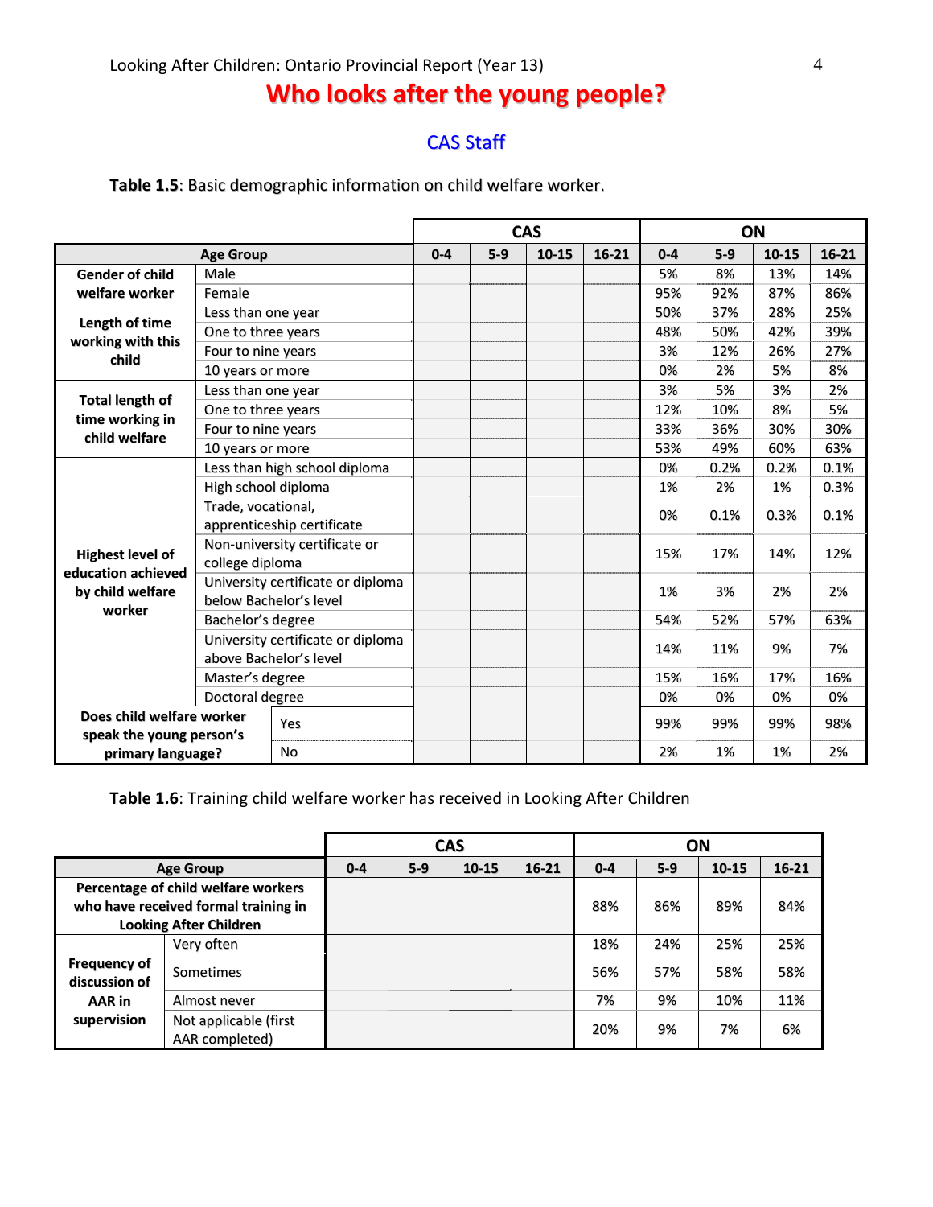# Who looks after the young people?

## CAS Staff

**Table 1.5**: Basic demographic information on child welfare worker.

| | | CAS | | | | ON | | | |
|---|---|---|---|---|---|---|---|---|---|
| **Age Group** | | **0-4** | **5-9** | **10-15** | **16-21** | **0-4** | **5-9** | **10-15** | **16-21** |
| **Gender of child welfare worker** | Male | | | | | 5% | 8% | 13% | 14% |
| | Female | | | | | 95% | 92% | 87% | 86% |
| **Length of time working with this child** | Less than one year | | | | | 50% | 37% | 28% | 25% |
| | One to three years | | | | | 48% | 50% | 42% | 39% |
| | Four to nine years | | | | | 3% | 12% | 26% | 27% |
| | 10 years or more | | | | | 0% | 2% | 5% | 8% |
| **Total length of time working in child welfare** | Less than one year | | | | | 3% | 5% | 3% | 2% |
| | One to three years | | | | | 12% | 10% | 8% | 5% |
| | Four to nine years | | | | | 33% | 36% | 30% | 30% |
| | 10 years or more | | | | | 53% | 49% | 60% | 63% |
| **Highest level of education achieved by child welfare worker** | Less than high school diploma | | | | | 0% | 0.2% | 0.2% | 0.1% |
| | High school diploma | | | | | 1% | 2% | 1% | 0.3% |
| | Trade, vocational, apprenticeship certificate | | | | | 0% | 0.1% | 0.3% | 0.1% |
| | Non-university certificate or college diploma | | | | | 15% | 17% | 14% | 12% |
| | University certificate or diploma below Bachelor's level | | | | | 1% | 3% | 2% | 2% |
| | Bachelor's degree | | | | | 54% | 52% | 57% | 63% |
| | University certificate or diploma above Bachelor's level | | | | | 14% | 11% | 9% | 7% |
| | Master's degree | | | | | 15% | 16% | 17% | 16% |
| | Doctoral degree | | | | | 0% | 0% | 0% | 0% |
| **Does child welfare worker speak the young person's primary language?** | Yes | | | | | 99% | 99% | 99% | 98% |
| | No | | | | | 2% | 1% | 1% | 2% |

**Table 1.6**: Training child welfare worker has received in Looking After Children

| | | CAS | | | | ON | | | |
|---|---|---|---|---|---|---|---|---|---|
| **Age Group** | | **0-4** | **5-9** | **10-15** | **16-21** | **0-4** | **5-9** | **10-15** | **16-21** |
| **Percentage of child welfare workers who have received formal training in Looking After Children** | | | | | | 88% | 86% | 89% | 84% |
| **Frequency of discussion of AAR in supervision** | Very often | | | | | 18% | 24% | 25% | 25% |
| | Sometimes | | | | | 56% | 57% | 58% | 58% |
| | Almost never | | | | | 7% | 9% | 10% | 11% |
| | Not applicable (first AAR completed) | | | | | 20% | 9% | 7% | 6% |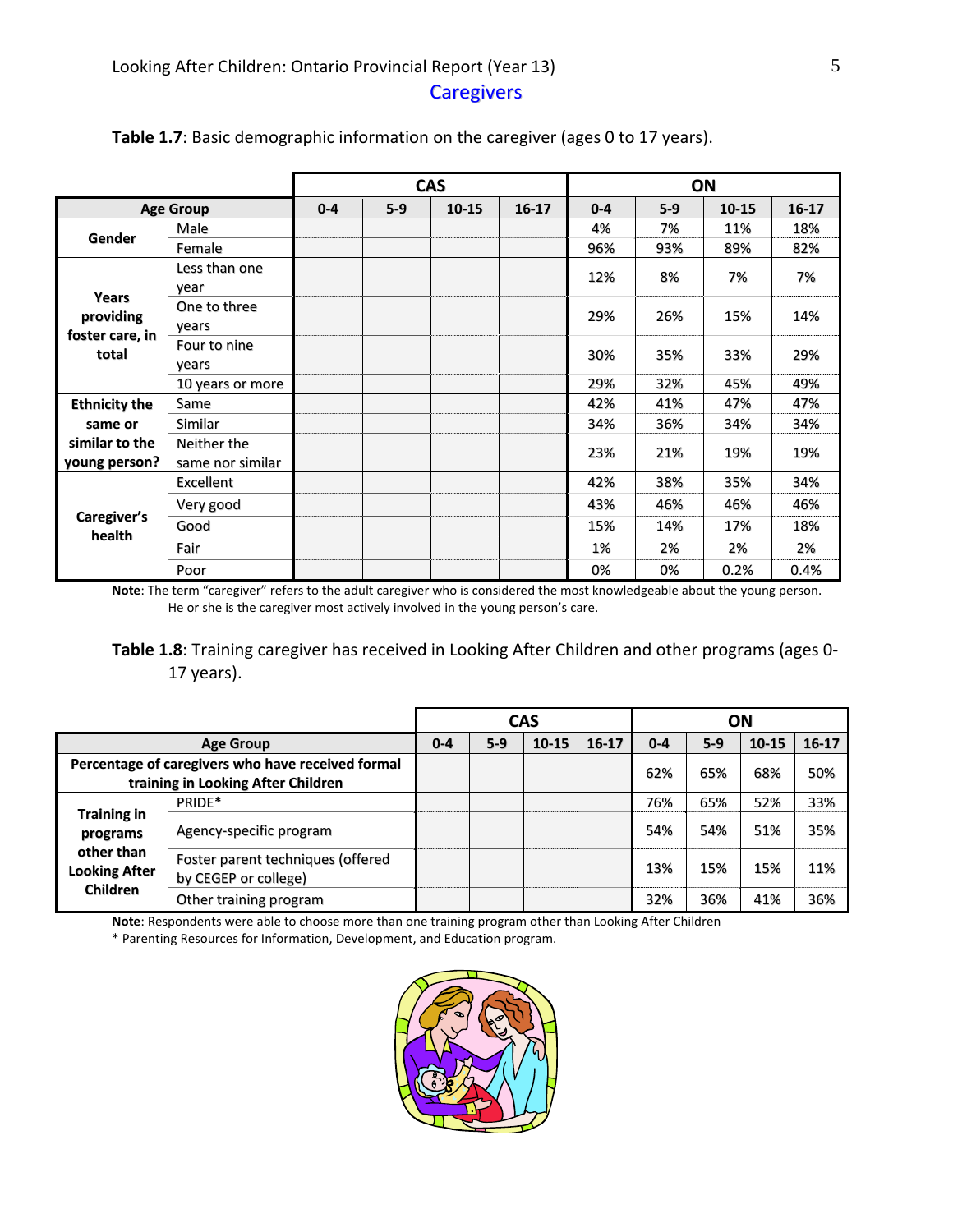## Caregivers

**Table 1.7**: Basic demographic information on the caregiver (ages 0 to 17 years).

| | | CAS | | | | ON | | | |
|---|---|---|---|---|---|---|---|---|---|
| **Age Group** | | **0-4** | **5-9** | **10-15** | **16-17** | **0-4** | **5-9** | **10-15** | **16-17** |
| **Gender** | Male | | | | | 4% | 7% | 11% | 18% |
| | Female | | | | | 96% | 93% | 89% | 82% |
| **Years providing foster care, in total** | Less than one year | | | | | 12% | 8% | 7% | 7% |
| | One to three years | | | | | 29% | 26% | 15% | 14% |
| | Four to nine years | | | | | 30% | 35% | 33% | 29% |
| | 10 years or more | | | | | 29% | 32% | 45% | 49% |
| **Ethnicity the same or similar to the young person?** | Same | | | | | 42% | 41% | 47% | 47% |
| | Similar | | | | | 34% | 36% | 34% | 34% |
| | Neither the same nor similar | | | | | 23% | 21% | 19% | 19% |
| **Caregiver's health** | Excellent | | | | | 42% | 38% | 35% | 34% |
| | Very good | | | | | 43% | 46% | 46% | 46% |
| | Good | | | | | 15% | 14% | 17% | 18% |
| | Fair | | | | | 1% | 2% | 2% | 2% |
| | Poor | | | | | 0% | 0% | 0.2% | 0.4% |

**Note**: The term "caregiver" refers to the adult caregiver who is considered the most knowledgeable about the young person. He or she is the caregiver most actively involved in the young person's care.

**Table 1.8**: Training caregiver has received in Looking After Children and other programs (ages 0-17 years).

| | | CAS | | | | ON | | | |
|---|---|---|---|---|---|---|---|---|---|
| **Age Group** | | **0-4** | **5-9** | **10-15** | **16-17** | **0-4** | **5-9** | **10-15** | **16-17** |
| **Percentage of caregivers who have received formal training in Looking After Children** | | | | | | 62% | 65% | 68% | 50% |
| **Training in programs other than Looking After Children** | PRIDE* | | | | | 76% | 65% | 52% | 33% |
| | Agency-specific program | | | | | 54% | 54% | 51% | 35% |
| | Foster parent techniques (offered by CEGEP or college) | | | | | 13% | 15% | 15% | 11% |
| | Other training program | | | | | 32% | 36% | 41% | 36% |

**Note**: Respondents were able to choose more than one training program other than Looking After Children

* Parenting Resources for Information, Development, and Education program.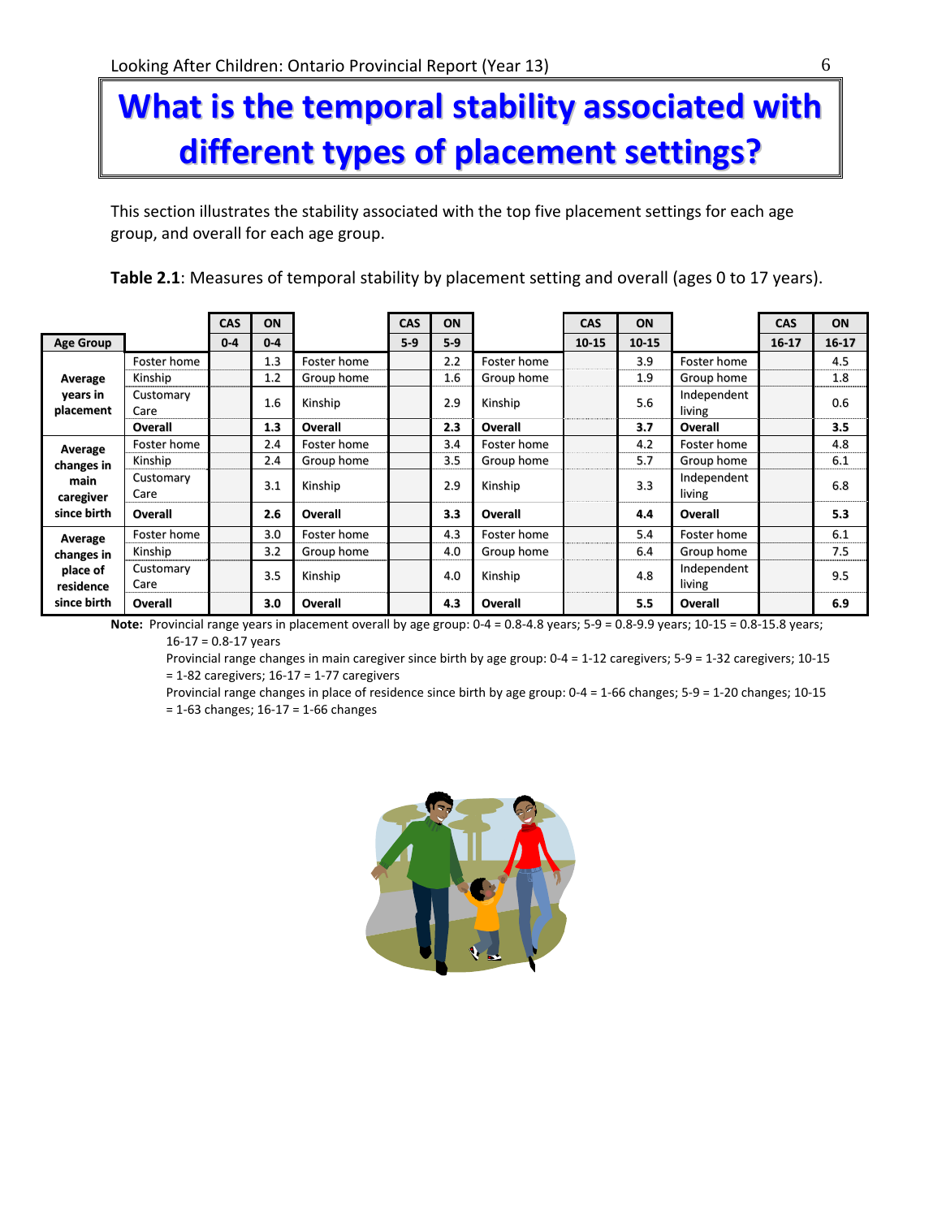# What is the temporal stability associated with different types of placement settings?

This section illustrates the stability associated with the top five placement settings for each age group, and overall for each age group.

**Table 2.1**: Measures of temporal stability by placement setting and overall (ages 0 to 17 years).

| Age Group | | CAS 0-4 | ON 0-4 | | CAS 5-9 | ON 5-9 | | CAS 10-15 | ON 10-15 | | CAS 16-17 | ON 16-17 |
|---|---|---|---|---|---|---|---|---|---|---|---|---|
| **Average years in placement** | Foster home | | 1.3 | Foster home | | 2.2 | Foster home | | 3.9 | Foster home | | 4.5 |
| | Kinship | | 1.2 | Group home | | 1.6 | Group home | | 1.9 | Group home | | 1.8 |
| | Customary Care | | 1.6 | Kinship | | 2.9 | Kinship | | 5.6 | Independent living | | 0.6 |
| | **Overall** | | **1.3** | **Overall** | | **2.3** | **Overall** | | **3.7** | **Overall** | | **3.5** |
| **Average changes in main caregiver since birth** | Foster home | | 2.4 | Foster home | | 3.4 | Foster home | | 4.2 | Foster home | | 4.8 |
| | Kinship | | 2.4 | Group home | | 3.5 | Group home | | 5.7 | Group home | | 6.1 |
| | Customary Care | | 3.1 | Kinship | | 2.9 | Kinship | | 3.3 | Independent living | | 6.8 |
| | **Overall** | | **2.6** | **Overall** | | **3.3** | **Overall** | | **4.4** | **Overall** | | **5.3** |
| **Average changes in place of residence since birth** | Foster home | | 3.0 | Foster home | | 4.3 | Foster home | | 5.4 | Foster home | | 6.1 |
| | Kinship | | 3.2 | Group home | | 4.0 | Group home | | 6.4 | Group home | | 7.5 |
| | Customary Care | | 3.5 | Kinship | | 4.0 | Kinship | | 4.8 | Independent living | | 9.5 |
| | **Overall** | | **3.0** | **Overall** | | **4.3** | **Overall** | | **5.5** | **Overall** | | **6.9** |

**Note:** Provincial range years in placement overall by age group: 0-4 = 0.8-4.8 years; 5-9 = 0.8-9.9 years; 10-15 = 0.8-15.8 years; 16-17 = 0.8-17 years

Provincial range changes in main caregiver since birth by age group: 0-4 = 1-12 caregivers; 5-9 = 1-32 caregivers; 10-15 = 1-82 caregivers; 16-17 = 1-77 caregivers

Provincial range changes in place of residence since birth by age group: 0-4 = 1-66 changes; 5-9 = 1-20 changes; 10-15 = 1-63 changes; 16-17 = 1-66 changes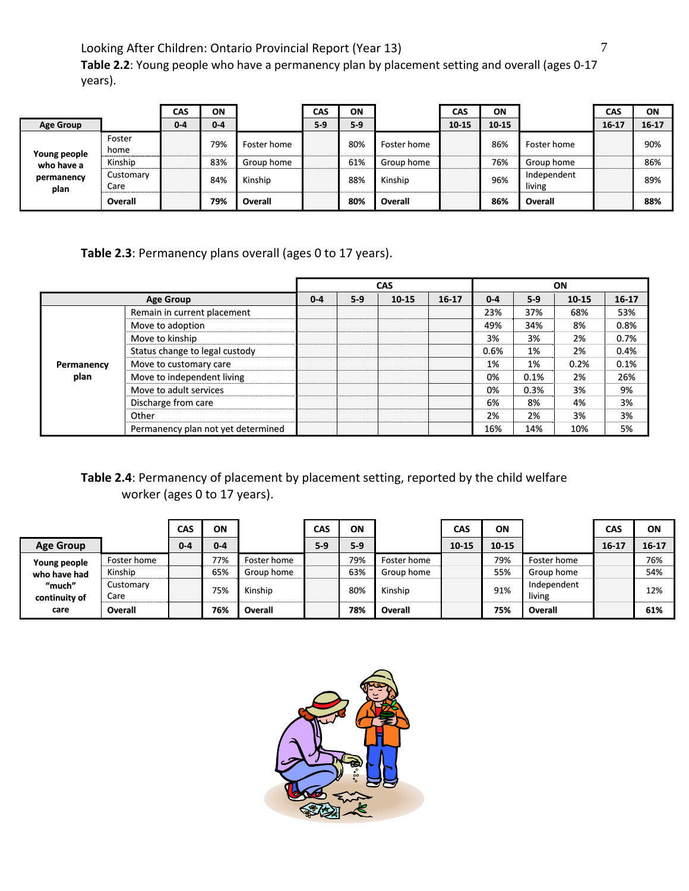**Table 2.2**: Young people who have a permanency plan by placement setting and overall (ages 0-17 years).

| Age Group | | CAS 0-4 | ON 0-4 | | CAS 5-9 | ON 5-9 | | CAS 10-15 | ON 10-15 | | CAS 16-17 | ON 16-17 |
|---|---|---|---|---|---|---|---|---|---|---|---|---|
| Young people who have a permanency plan | Foster home | | 79% | Foster home | | 80% | Foster home | | 86% | Foster home | | 90% |
| | Kinship | | 83% | Group home | | 61% | Group home | | 76% | Group home | | 86% |
| | Customary Care | | 84% | Kinship | | 88% | Kinship | | 96% | Independent living | | 89% |
| | **Overall** | | **79%** | **Overall** | | **80%** | **Overall** | | **86%** | **Overall** | | **88%** |

**Table 2.3**: Permanency plans overall (ages 0 to 17 years).

| | | CAS | | | | ON | | | |
|---|---|---|---|---|---|---|---|---|---|
| **Age Group** | | **0-4** | **5-9** | **10-15** | **16-17** | **0-4** | **5-9** | **10-15** | **16-17** |
| **Permanency plan** | Remain in current placement | | | | | 23% | 37% | 68% | 53% |
| | Move to adoption | | | | | 49% | 34% | 8% | 0.8% |
| | Move to kinship | | | | | 3% | 3% | 2% | 0.7% |
| | Status change to legal custody | | | | | 0.6% | 1% | 2% | 0.4% |
| | Move to customary care | | | | | 1% | 1% | 0.2% | 0.1% |
| | Move to independent living | | | | | 0% | 0.1% | 2% | 26% |
| | Move to adult services | | | | | 0% | 0.3% | 3% | 9% |
| | Discharge from care | | | | | 6% | 8% | 4% | 3% |
| | Other | | | | | 2% | 2% | 3% | 3% |
| | Permanency plan not yet determined | | | | | 16% | 14% | 10% | 5% |

**Table 2.4**: Permanency of placement by placement setting, reported by the child welfare worker (ages 0 to 17 years).

| Age Group | | CAS 0-4 | ON 0-4 | | CAS 5-9 | ON 5-9 | | CAS 10-15 | ON 10-15 | | CAS 16-17 | ON 16-17 |
|---|---|---|---|---|---|---|---|---|---|---|---|---|
| Young people who have had "much" continuity of care | Foster home | | 77% | Foster home | | 79% | Foster home | | 79% | Foster home | | 76% |
| | Kinship | | 65% | Group home | | 63% | Group home | | 55% | Group home | | 54% |
| | Customary Care | | 75% | Kinship | | 80% | Kinship | | 91% | Independent living | | 12% |
| | **Overall** | | **76%** | **Overall** | | **78%** | **Overall** | | **75%** | **Overall** | | **61%** |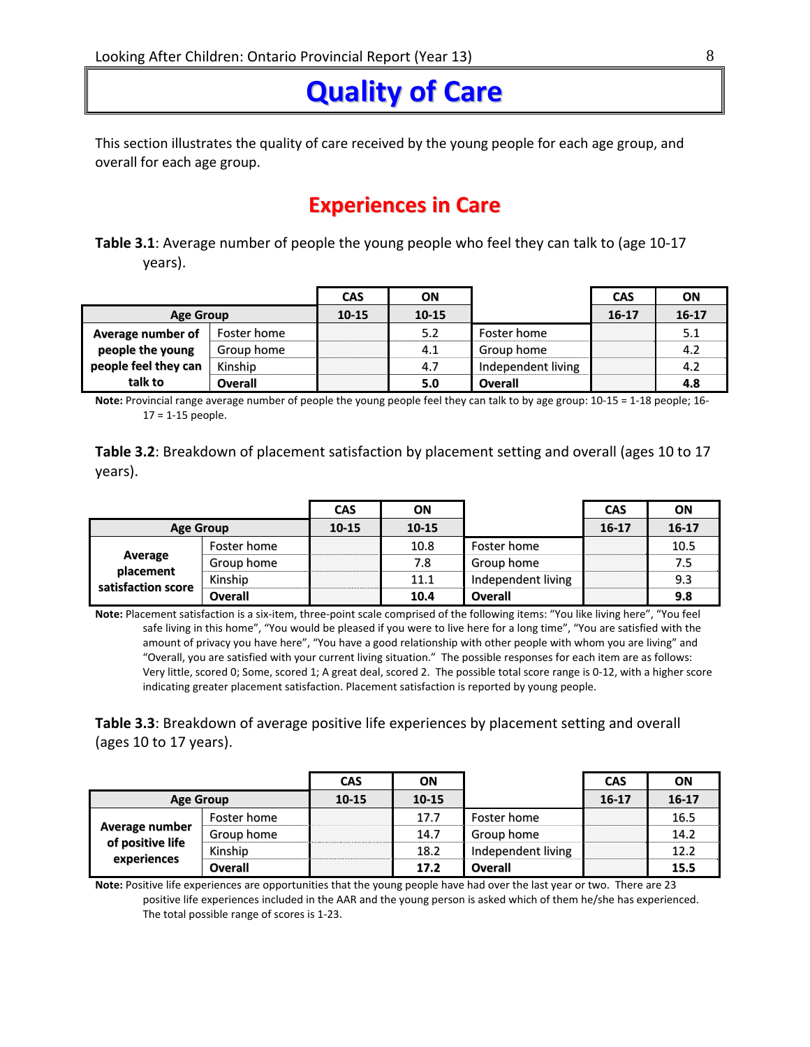# Quality of Care

This section illustrates the quality of care received by the young people for each age group, and overall for each age group.

## Experiences in Care

**Table 3.1**: Average number of people the young people who feel they can talk to (age 10-17 years).

| | | CAS | ON | | CAS | ON |
|---|---|---|---|---|---|---|
| **Age Group** | | **10-15** | **10-15** | | **16-17** | **16-17** |
| **Average number of people the young people feel they can talk to** | Foster home | | 5.2 | Foster home | | 5.1 |
| | Group home | | 4.1 | Group home | | 4.2 |
| | Kinship | | 4.7 | Independent living | | 4.2 |
| | **Overall** | | **5.0** | **Overall** | | **4.8** |

**Note:** Provincial range average number of people the young people feel they can talk to by age group: 10-15 = 1-18 people; 16-17 = 1-15 people.

**Table 3.2**: Breakdown of placement satisfaction by placement setting and overall (ages 10 to 17 years).

| | | CAS | ON | | CAS | ON |
|---|---|---|---|---|---|---|
| **Age Group** | | **10-15** | **10-15** | | **16-17** | **16-17** |
| **Average placement satisfaction score** | Foster home | | 10.8 | Foster home | | 10.5 |
| | Group home | | 7.8 | Group home | | 7.5 |
| | Kinship | | 11.1 | Independent living | | 9.3 |
| | **Overall** | | **10.4** | **Overall** | | **9.8** |

**Note:** Placement satisfaction is a six-item, three-point scale comprised of the following items: "You like living here", "You feel safe living in this home", "You would be pleased if you were to live here for a long time", "You are satisfied with the amount of privacy you have here", "You have a good relationship with other people with whom you are living" and "Overall, you are satisfied with your current living situation." The possible responses for each item are as follows: Very little, scored 0; Some, scored 1; A great deal, scored 2. The possible total score range is 0-12, with a higher score indicating greater placement satisfaction. Placement satisfaction is reported by young people.

**Table 3.3**: Breakdown of average positive life experiences by placement setting and overall (ages 10 to 17 years).

| | | CAS | ON | | CAS | ON |
|---|---|---|---|---|---|---|
| **Age Group** | | **10-15** | **10-15** | | **16-17** | **16-17** |
| **Average number of positive life experiences** | Foster home | | 17.7 | Foster home | | 16.5 |
| | Group home | | 14.7 | Group home | | 14.2 |
| | Kinship | | 18.2 | Independent living | | 12.2 |
| | **Overall** | | **17.2** | **Overall** | | **15.5** |

**Note:** Positive life experiences are opportunities that the young people have had over the last year or two. There are 23 positive life experiences included in the AAR and the young person is asked which of them he/she has experienced. The total possible range of scores is 1-23.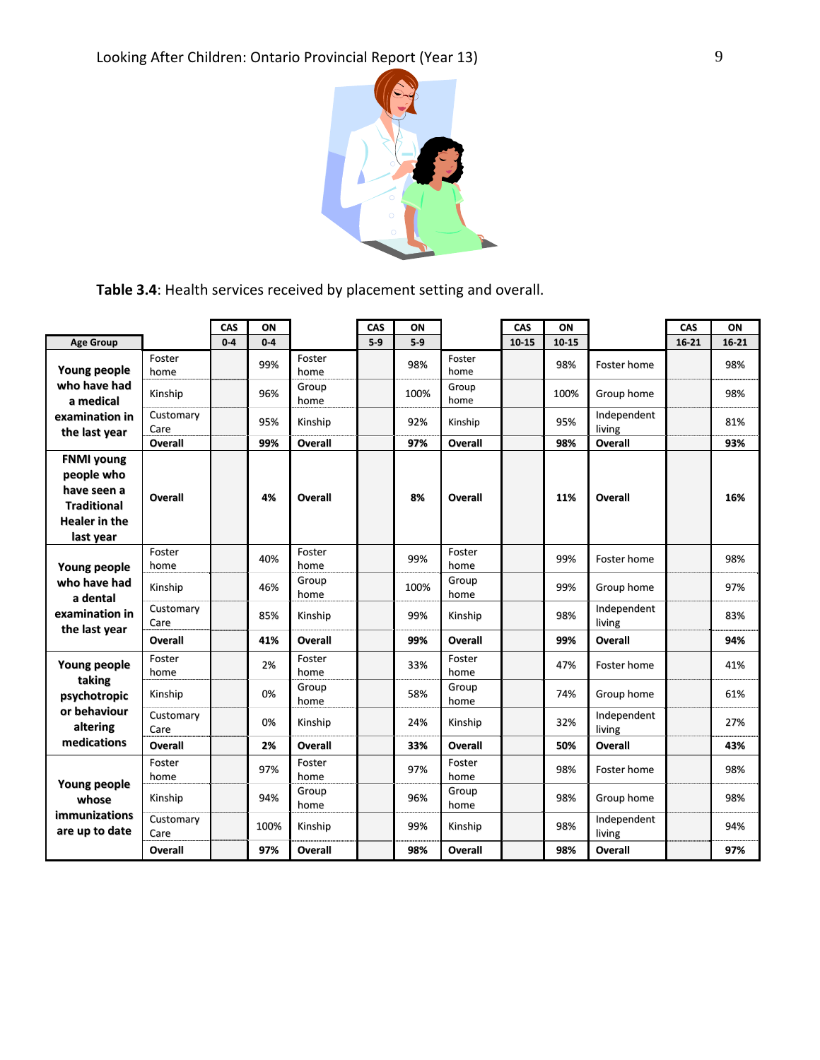**Table 3.4**: Health services received by placement setting and overall.

| Age Group | | CAS 0-4 | ON 0-4 | | CAS 5-9 | ON 5-9 | | CAS 10-15 | ON 10-15 | | CAS 16-21 | ON 16-21 |
|---|---|---|---|---|---|---|---|---|---|---|---|---|
| **Young people who have had a medical examination in the last year** | Foster home | | 99% | Foster home | | 98% | Foster home | | 98% | Foster home | | 98% |
| | Kinship | | 96% | Group home | | 100% | Group home | | 100% | Group home | | 98% |
| | Customary Care | | 95% | Kinship | | 92% | Kinship | | 95% | Independent living | | 81% |
| | **Overall** | | **99%** | **Overall** | | **97%** | **Overall** | | **98%** | **Overall** | | **93%** |
| **FNMI young people who have seen a Traditional Healer in the last year** | **Overall** | | **4%** | **Overall** | | **8%** | **Overall** | | **11%** | **Overall** | | **16%** |
| **Young people who have had a dental examination in the last year** | Foster home | | 40% | Foster home | | 99% | Foster home | | 99% | Foster home | | 98% |
| | Kinship | | 46% | Group home | | 100% | Group home | | 99% | Group home | | 97% |
| | Customary Care | | 85% | Kinship | | 99% | Kinship | | 98% | Independent living | | 83% |
| | **Overall** | | **41%** | **Overall** | | **99%** | **Overall** | | **99%** | **Overall** | | **94%** |
| **Young people taking psychotropic or behaviour altering medications** | Foster home | | 2% | Foster home | | 33% | Foster home | | 47% | Foster home | | 41% |
| | Kinship | | 0% | Group home | | 58% | Group home | | 74% | Group home | | 61% |
| | Customary Care | | 0% | Kinship | | 24% | Kinship | | 32% | Independent living | | 27% |
| | **Overall** | | **2%** | **Overall** | | **33%** | **Overall** | | **50%** | **Overall** | | **43%** |
| **Young people whose immunizations are up to date** | Foster home | | 97% | Foster home | | 97% | Foster home | | 98% | Foster home | | 98% |
| | Kinship | | 94% | Group home | | 96% | Group home | | 98% | Group home | | 98% |
| | Customary Care | | 100% | Kinship | | 99% | Kinship | | 98% | Independent living | | 94% |
| | **Overall** | | **97%** | **Overall** | | **98%** | **Overall** | | **98%** | **Overall** | | **97%** |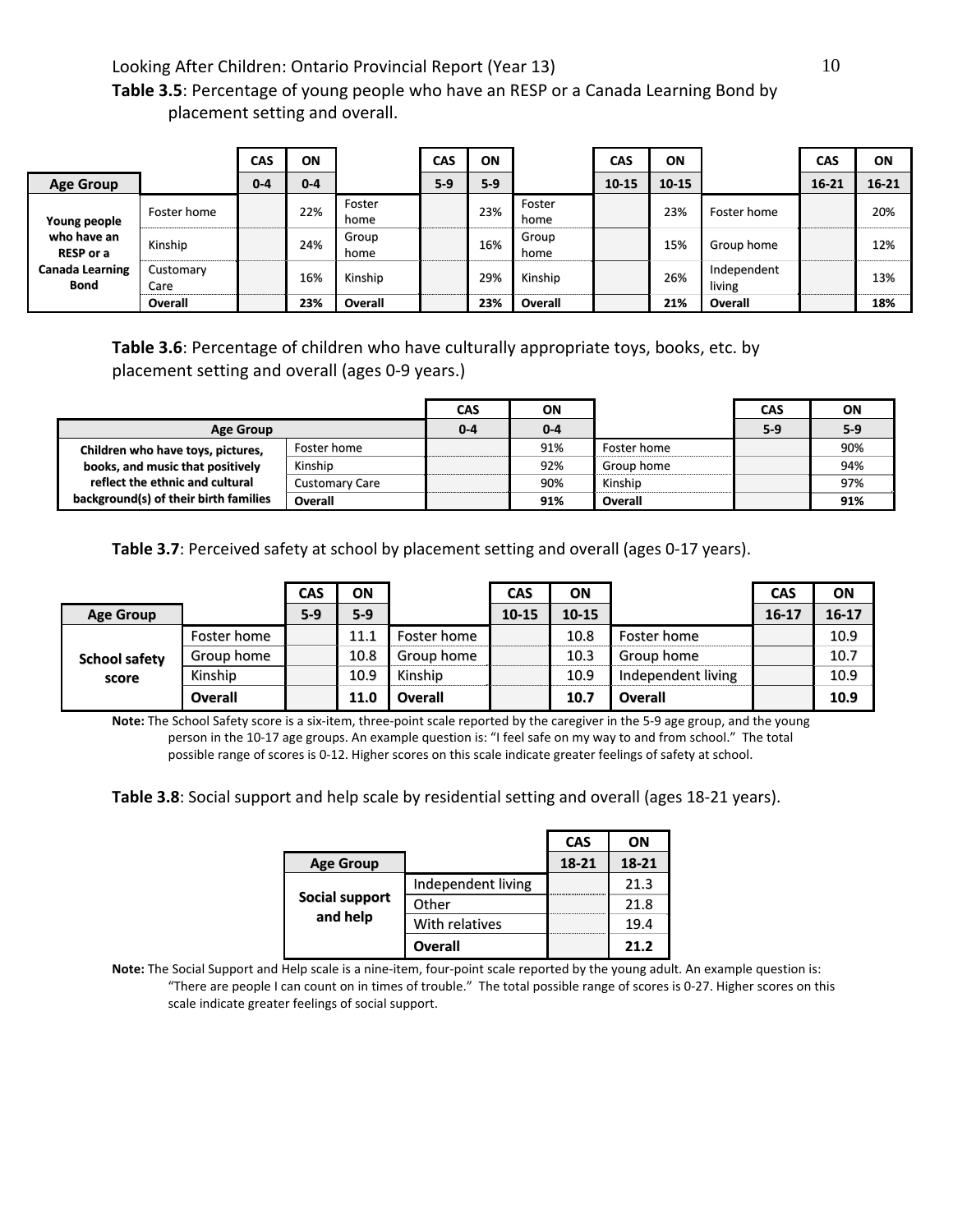**Table 3.5**: Percentage of young people who have an RESP or a Canada Learning Bond by placement setting and overall.

| | | CAS | ON | | CAS | ON | | CAS | ON | | CAS | ON |
|---|---|---|---|---|---|---|---|---|---|---|---|---|
| **Age Group** | | **0-4** | **0-4** | | **5-9** | **5-9** | | **10-15** | **10-15** | | **16-21** | **16-21** |
| **Young people who have an RESP or a Canada Learning Bond** | Foster home | | 22% | Foster home | | 23% | Foster home | | 23% | Foster home | | 20% |
| | Kinship | | 24% | Group home | | 16% | Group home | | 15% | Group home | | 12% |
| | Customary Care | | 16% | Kinship | | 29% | Kinship | | 26% | Independent living | | 13% |
| | **Overall** | | **23%** | **Overall** | | **23%** | **Overall** | | **21%** | **Overall** | | **18%** |

**Table 3.6**: Percentage of children who have culturally appropriate toys, books, etc. by placement setting and overall (ages 0-9 years.)

| | | CAS | ON | | CAS | ON |
|---|---|---|---|---|---|---|
| **Age Group** | | **0-4** | **0-4** | | **5-9** | **5-9** |
| **Children who have toys, pictures, books, and music that positively reflect the ethnic and cultural background(s) of their birth families** | Foster home | | 91% | Foster home | | 90% |
| | Kinship | | 92% | Group home | | 94% |
| | Customary Care | | 90% | Kinship | | 97% |
| | **Overall** | | **91%** | **Overall** | | **91%** |

**Table 3.7**: Perceived safety at school by placement setting and overall (ages 0-17 years).

| | | CAS | ON | | CAS | ON | | CAS | ON |
|---|---|---|---|---|---|---|---|---|---|
| **Age Group** | | **5-9** | **5-9** | | **10-15** | **10-15** | | **16-17** | **16-17** |
| **School safety score** | Foster home | | 11.1 | Foster home | | 10.8 | Foster home | | 10.9 |
| | Group home | | 10.8 | Group home | | 10.3 | Group home | | 10.7 |
| | Kinship | | 10.9 | Kinship | | 10.9 | Independent living | | 10.9 |
| | **Overall** | | **11.0** | **Overall** | | **10.7** | **Overall** | | **10.9** |

**Note:** The School Safety score is a six-item, three-point scale reported by the caregiver in the 5-9 age group, and the young person in the 10-17 age groups. An example question is: "I feel safe on my way to and from school." The total possible range of scores is 0-12. Higher scores on this scale indicate greater feelings of safety at school.

**Table 3.8**: Social support and help scale by residential setting and overall (ages 18-21 years).

| | | CAS | ON |
|---|---|---|---|
| **Age Group** | | **18-21** | **18-21** |
| **Social support and help** | Independent living | | 21.3 |
| | Other | | 21.8 |
| | With relatives | | 19.4 |
| | **Overall** | | **21.2** |

**Note:** The Social Support and Help scale is a nine-item, four-point scale reported by the young adult. An example question is: "There are people I can count on in times of trouble." The total possible range of scores is 0-27. Higher scores on this scale indicate greater feelings of social support.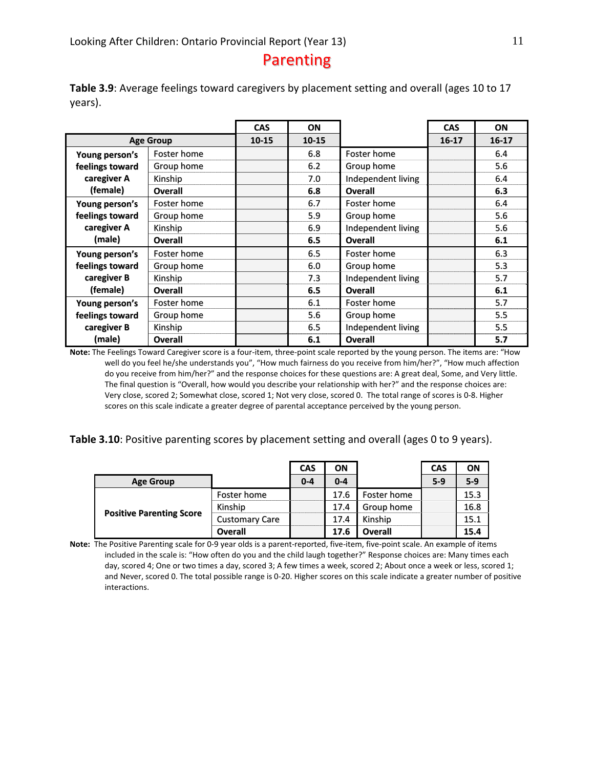## Parenting

**Table 3.9**: Average feelings toward caregivers by placement setting and overall (ages 10 to 17 years).

| | | CAS | ON | | CAS | ON |
|---|---|---|---|---|---|---|
| Age Group | | 10-15 | 10-15 | | 16-17 | 16-17 |
| Young person's feelings toward caregiver A (female) | Foster home | | 6.8 | Foster home | | 6.4 |
| | Group home | | 6.2 | Group home | | 5.6 |
| | Kinship | | 7.0 | Independent living | | 6.4 |
| | **Overall** | | **6.8** | **Overall** | | **6.3** |
| Young person's feelings toward caregiver A (male) | Foster home | | 6.7 | Foster home | | 6.4 |
| | Group home | | 5.9 | Group home | | 5.6 |
| | Kinship | | 6.9 | Independent living | | 5.6 |
| | **Overall** | | **6.5** | **Overall** | | **6.1** |
| Young person's feelings toward caregiver B (female) | Foster home | | 6.5 | Foster home | | 6.3 |
| | Group home | | 6.0 | Group home | | 5.3 |
| | Kinship | | 7.3 | Independent living | | 5.7 |
| | **Overall** | | **6.5** | **Overall** | | **6.1** |
| Young person's feelings toward caregiver B (male) | Foster home | | 6.1 | Foster home | | 5.7 |
| | Group home | | 5.6 | Group home | | 5.5 |
| | Kinship | | 6.5 | Independent living | | 5.5 |
| | **Overall** | | **6.1** | **Overall** | | **5.7** |

**Note:** The Feelings Toward Caregiver score is a four-item, three-point scale reported by the young person. The items are: "How well do you feel he/she understands you", "How much fairness do you receive from him/her?", "How much affection do you receive from him/her?" and the response choices for these questions are: A great deal, Some, and Very little. The final question is "Overall, how would you describe your relationship with her?" and the response choices are: Very close, scored 2; Somewhat close, scored 1; Not very close, scored 0. The total range of scores is 0-8. Higher scores on this scale indicate a greater degree of parental acceptance perceived by the young person.

**Table 3.10**: Positive parenting scores by placement setting and overall (ages 0 to 9 years).

| | | CAS | ON | | CAS | ON |
|---|---|---|---|---|---|---|
| Age Group | | 0-4 | 0-4 | | 5-9 | 5-9 |
| Positive Parenting Score | Foster home | | 17.6 | Foster home | | 15.3 |
| | Kinship | | 17.4 | Group home | | 16.8 |
| | Customary Care | | 17.4 | Kinship | | 15.1 |
| | **Overall** | | **17.6** | **Overall** | | **15.4** |

**Note:** The Positive Parenting scale for 0-9 year olds is a parent-reported, five-item, five-point scale. An example of items included in the scale is: "How often do you and the child laugh together?" Response choices are: Many times each day, scored 4; One or two times a day, scored 3; A few times a week, scored 2; About once a week or less, scored 1; and Never, scored 0. The total possible range is 0-20. Higher scores on this scale indicate a greater number of positive interactions.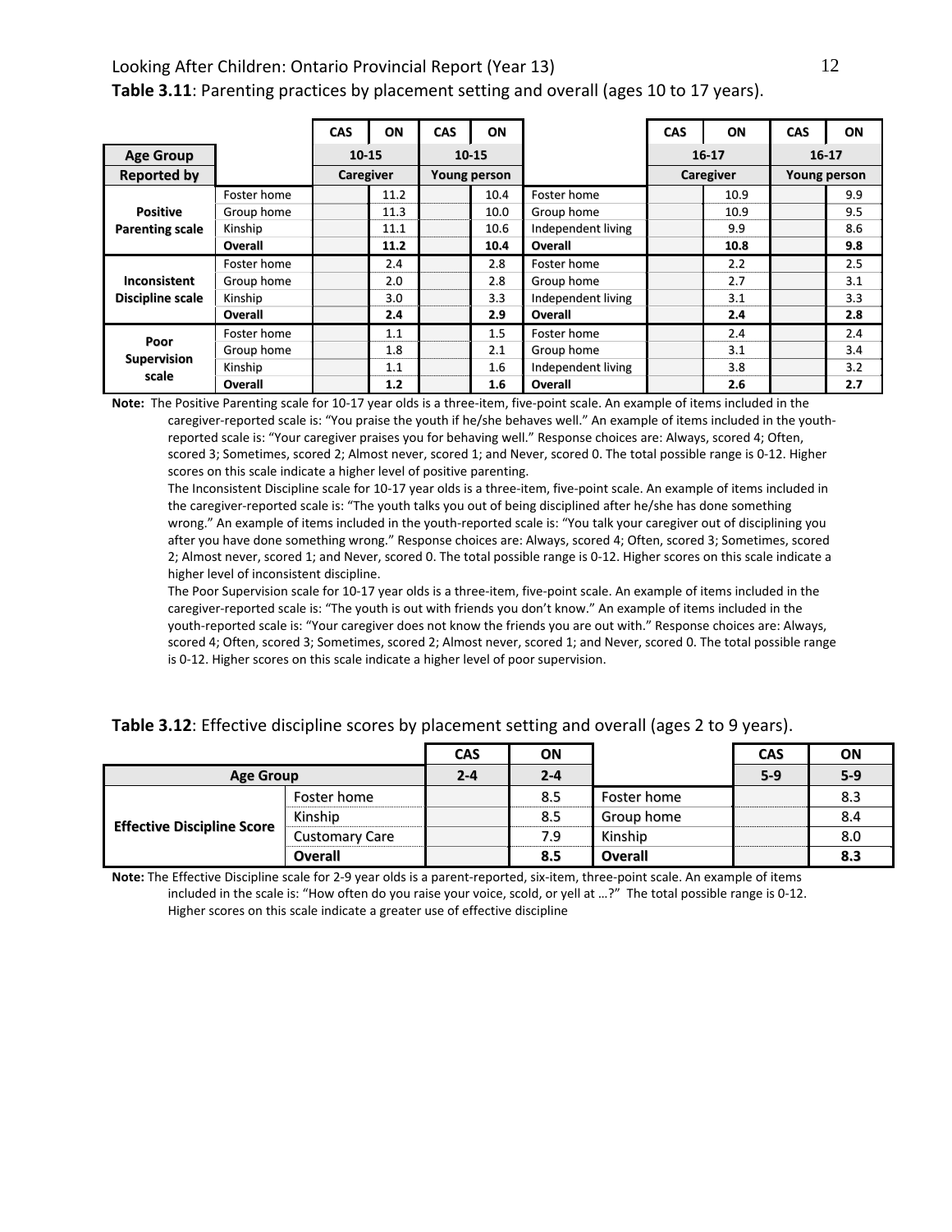**Table 3.11**: Parenting practices by placement setting and overall (ages 10 to 17 years).

| | | CAS | ON | CAS | ON | | CAS | ON | CAS | ON |
|---|---|---|---|---|---|---|---|---|---|---|
| **Age Group** | | 10-15 | | 10-15 | | | 16-17 | | 16-17 | |
| **Reported by** | | Caregiver | | Young person | | | Caregiver | | Young person | |
| **Positive Parenting scale** | Foster home | | 11.2 | | 10.4 | Foster home | | 10.9 | | 9.9 |
| | Group home | | 11.3 | | 10.0 | Group home | | 10.9 | | 9.5 |
| | Kinship | | 11.1 | | 10.6 | Independent living | | 9.9 | | 8.6 |
| | **Overall** | | **11.2** | | **10.4** | **Overall** | | **10.8** | | **9.8** |
| **Inconsistent Discipline scale** | Foster home | | 2.4 | | 2.8 | Foster home | | 2.2 | | 2.5 |
| | Group home | | 2.0 | | 2.8 | Group home | | 2.7 | | 3.1 |
| | Kinship | | 3.0 | | 3.3 | Independent living | | 3.1 | | 3.3 |
| | **Overall** | | **2.4** | | **2.9** | **Overall** | | **2.4** | | **2.8** |
| **Poor Supervision scale** | Foster home | | 1.1 | | 1.5 | Foster home | | 2.4 | | 2.4 |
| | Group home | | 1.8 | | 2.1 | Group home | | 3.1 | | 3.4 |
| | Kinship | | 1.1 | | 1.6 | Independent living | | 3.8 | | 3.2 |
| | **Overall** | | **1.2** | | **1.6** | **Overall** | | **2.6** | | **2.7** |

**Note:** The Positive Parenting scale for 10-17 year olds is a three-item, five-point scale. An example of items included in the caregiver-reported scale is: "You praise the youth if he/she behaves well." An example of items included in the youth-reported scale is: "Your caregiver praises you for behaving well." Response choices are: Always, scored 4; Often, scored 3; Sometimes, scored 2; Almost never, scored 1; and Never, scored 0. The total possible range is 0-12. Higher scores on this scale indicate a higher level of positive parenting.

The Inconsistent Discipline scale for 10-17 year olds is a three-item, five-point scale. An example of items included in the caregiver-reported scale is: "The youth talks you out of being disciplined after he/she has done something wrong." An example of items included in the youth-reported scale is: "You talk your caregiver out of disciplining you after you have done something wrong." Response choices are: Always, scored 4; Often, scored 3; Sometimes, scored 2; Almost never, scored 1; and Never, scored 0. The total possible range is 0-12. Higher scores on this scale indicate a higher level of inconsistent discipline.

The Poor Supervision scale for 10-17 year olds is a three-item, five-point scale. An example of items included in the caregiver-reported scale is: "The youth is out with friends you don't know." An example of items included in the youth-reported scale is: "Your caregiver does not know the friends you are out with." Response choices are: Always, scored 4; Often, scored 3; Sometimes, scored 2; Almost never, scored 1; and Never, scored 0. The total possible range is 0-12. Higher scores on this scale indicate a higher level of poor supervision.

**Table 3.12**: Effective discipline scores by placement setting and overall (ages 2 to 9 years).

| | | CAS | ON | | CAS | ON |
|---|---|---|---|---|---|---|
| **Age Group** | | 2-4 | 2-4 | | 5-9 | 5-9 |
| **Effective Discipline Score** | Foster home | | 8.5 | Foster home | | 8.3 |
| | Kinship | | 8.5 | Group home | | 8.4 |
| | Customary Care | | 7.9 | Kinship | | 8.0 |
| | **Overall** | | **8.5** | **Overall** | | **8.3** |

**Note:** The Effective Discipline scale for 2-9 year olds is a parent-reported, six-item, three-point scale. An example of items included in the scale is: "How often do you raise your voice, scold, or yell at …?" The total possible range is 0-12. Higher scores on this scale indicate a greater use of effective discipline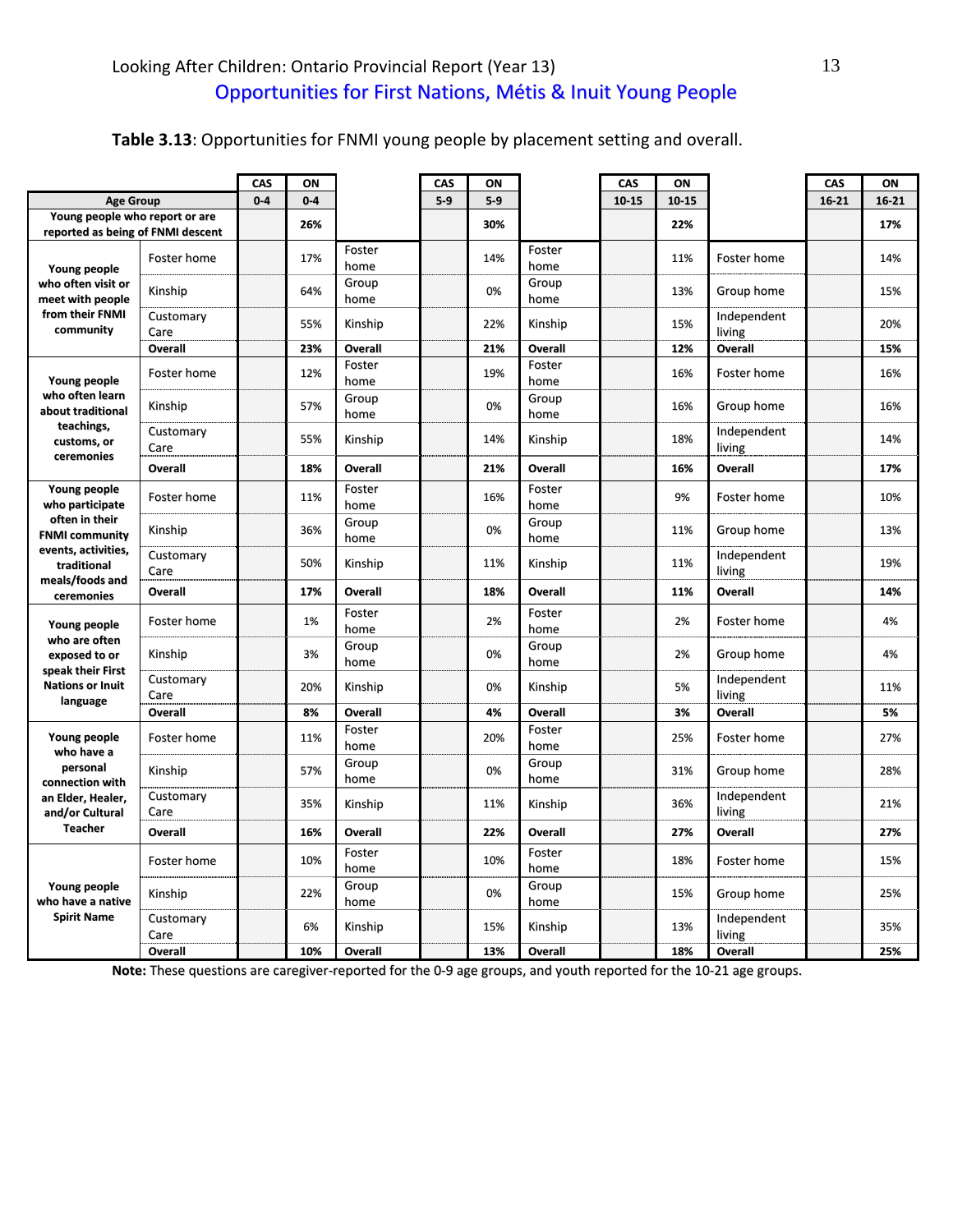## Opportunities for First Nations, Métis & Inuit Young People

**Table 3.13**: Opportunities for FNMI young people by placement setting and overall.

| | | CAS | ON | | CAS | ON | | CAS | ON | | CAS | ON |
|---|---|---|---|---|---|---|---|---|---|---|---|---|
| **Age Group** | | **0-4** | **0-4** | | **5-9** | **5-9** | | **10-15** | **10-15** | | **16-21** | **16-21** |
| **Young people who report or are reported as being of FNMI descent** | | | **26%** | | | **30%** | | | **22%** | | | **17%** |
| **Young people who often visit or meet with people from their FNMI community** | Foster home | | 17% | Foster home | | 14% | Foster home | | 11% | Foster home | | 14% |
| | Kinship | | 64% | Group home | | 0% | Group home | | 13% | Group home | | 15% |
| | Customary Care | | 55% | Kinship | | 22% | Kinship | | 15% | Independent living | | 20% |
| | **Overall** | | **23%** | **Overall** | | **21%** | **Overall** | | **12%** | **Overall** | | **15%** |
| **Young people who often learn about traditional teachings, customs, or ceremonies** | Foster home | | 12% | Foster home | | 19% | Foster home | | 16% | Foster home | | 16% |
| | Kinship | | 57% | Group home | | 0% | Group home | | 16% | Group home | | 16% |
| | Customary Care | | 55% | Kinship | | 14% | Kinship | | 18% | Independent living | | 14% |
| | **Overall** | | **18%** | **Overall** | | **21%** | **Overall** | | **16%** | **Overall** | | **17%** |
| **Young people who participate often in their FNMI community events, activities, traditional meals/foods and ceremonies** | Foster home | | 11% | Foster home | | 16% | Foster home | | 9% | Foster home | | 10% |
| | Kinship | | 36% | Group home | | 0% | Group home | | 11% | Group home | | 13% |
| | Customary Care | | 50% | Kinship | | 11% | Kinship | | 11% | Independent living | | 19% |
| | **Overall** | | **17%** | **Overall** | | **18%** | **Overall** | | **11%** | **Overall** | | **14%** |
| **Young people who are often exposed to or speak their First Nations or Inuit language** | Foster home | | 1% | Foster home | | 2% | Foster home | | 2% | Foster home | | 4% |
| | Kinship | | 3% | Group home | | 0% | Group home | | 2% | Group home | | 4% |
| | Customary Care | | 20% | Kinship | | 0% | Kinship | | 5% | Independent living | | 11% |
| | **Overall** | | **8%** | **Overall** | | **4%** | **Overall** | | **3%** | **Overall** | | **5%** |
| **Young people who have a personal connection with an Elder, Healer, and/or Cultural Teacher** | Foster home | | 11% | Foster home | | 20% | Foster home | | 25% | Foster home | | 27% |
| | Kinship | | 57% | Group home | | 0% | Group home | | 31% | Group home | | 28% |
| | Customary Care | | 35% | Kinship | | 11% | Kinship | | 36% | Independent living | | 21% |
| | **Overall** | | **16%** | **Overall** | | **22%** | **Overall** | | **27%** | **Overall** | | **27%** |
| **Young people who have a native Spirit Name** | Foster home | | 10% | Foster home | | 10% | Foster home | | 18% | Foster home | | 15% |
| | Kinship | | 22% | Group home | | 0% | Group home | | 15% | Group home | | 25% |
| | Customary Care | | 6% | Kinship | | 15% | Kinship | | 13% | Independent living | | 35% |
| | **Overall** | | **10%** | **Overall** | | **13%** | **Overall** | | **18%** | **Overall** | | **25%** |

**Note:** These questions are caregiver-reported for the 0-9 age groups, and youth reported for the 10-21 age groups.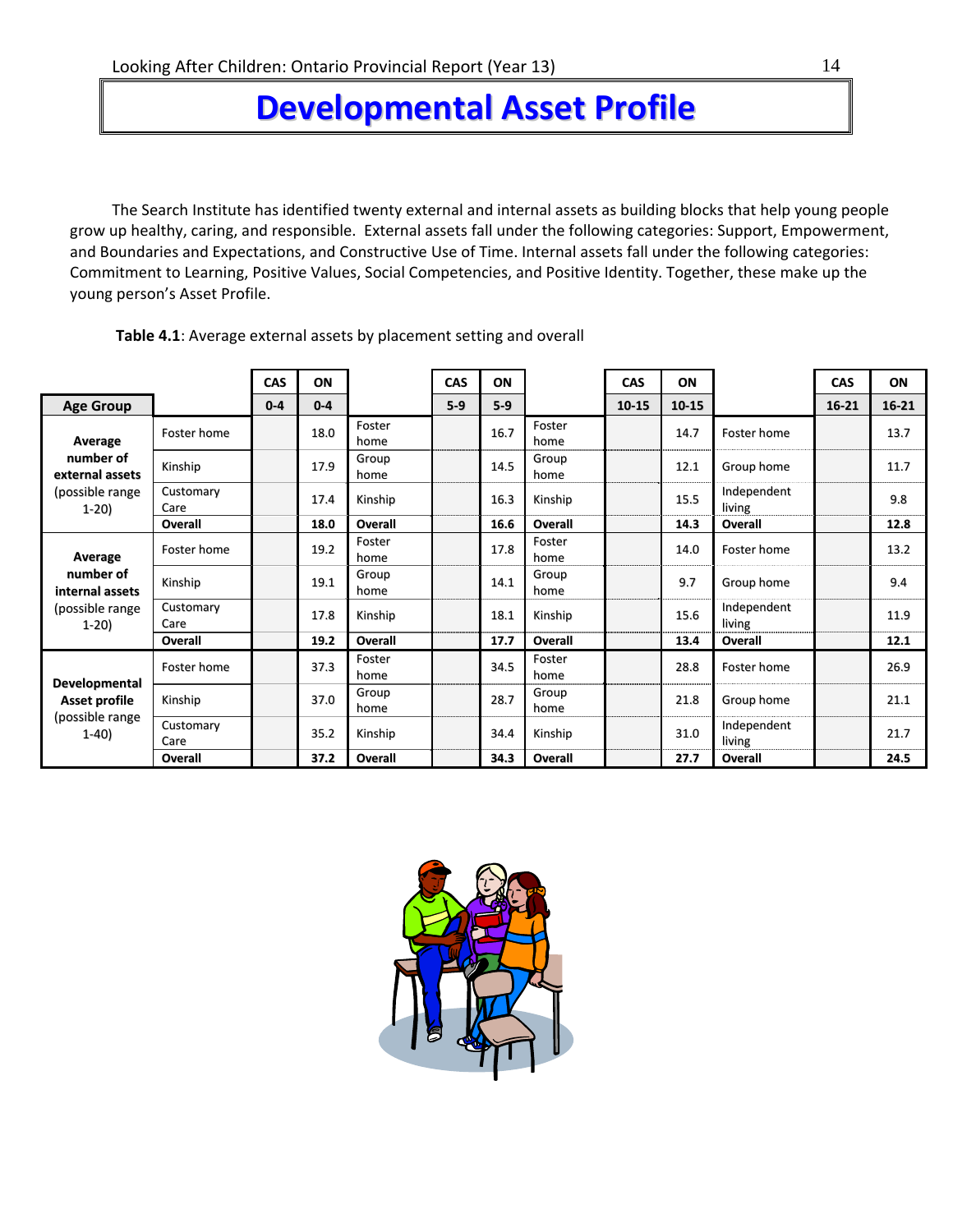# Developmental Asset Profile

The Search Institute has identified twenty external and internal assets as building blocks that help young people grow up healthy, caring, and responsible. External assets fall under the following categories: Support, Empowerment, and Boundaries and Expectations, and Constructive Use of Time. Internal assets fall under the following categories: Commitment to Learning, Positive Values, Social Competencies, and Positive Identity. Together, these make up the young person's Asset Profile.

**Table 4.1**: Average external assets by placement setting and overall

| | | CAS | ON | | CAS | ON | | CAS | ON | | CAS | ON |
|---|---|---|---|---|---|---|---|---|---|---|---|---|
| **Age Group** | | 0-4 | 0-4 | | 5-9 | 5-9 | | 10-15 | 10-15 | | 16-21 | 16-21 |
| **Average number of external assets** (possible range 1-20) | Foster home | | 18.0 | Foster home | | 16.7 | Foster home | | 14.7 | Foster home | | 13.7 |
| | Kinship | | 17.9 | Group home | | 14.5 | Group home | | 12.1 | Group home | | 11.7 |
| | Customary Care | | 17.4 | Kinship | | 16.3 | Kinship | | 15.5 | Independent living | | 9.8 |
| | **Overall** | | **18.0** | **Overall** | | **16.6** | **Overall** | | **14.3** | **Overall** | | **12.8** |
| **Average number of internal assets** (possible range 1-20) | Foster home | | 19.2 | Foster home | | 17.8 | Foster home | | 14.0 | Foster home | | 13.2 |
| | Kinship | | 19.1 | Group home | | 14.1 | Group home | | 9.7 | Group home | | 9.4 |
| | Customary Care | | 17.8 | Kinship | | 18.1 | Kinship | | 15.6 | Independent living | | 11.9 |
| | **Overall** | | **19.2** | **Overall** | | **17.7** | **Overall** | | **13.4** | **Overall** | | **12.1** |
| **Developmental Asset profile** (possible range 1-40) | Foster home | | 37.3 | Foster home | | 34.5 | Foster home | | 28.8 | Foster home | | 26.9 |
| | Kinship | | 37.0 | Group home | | 28.7 | Group home | | 21.8 | Group home | | 21.1 |
| | Customary Care | | 35.2 | Kinship | | 34.4 | Kinship | | 31.0 | Independent living | | 21.7 |
| | **Overall** | | **37.2** | **Overall** | | **34.3** | **Overall** | | **27.7** | **Overall** | | **24.5** |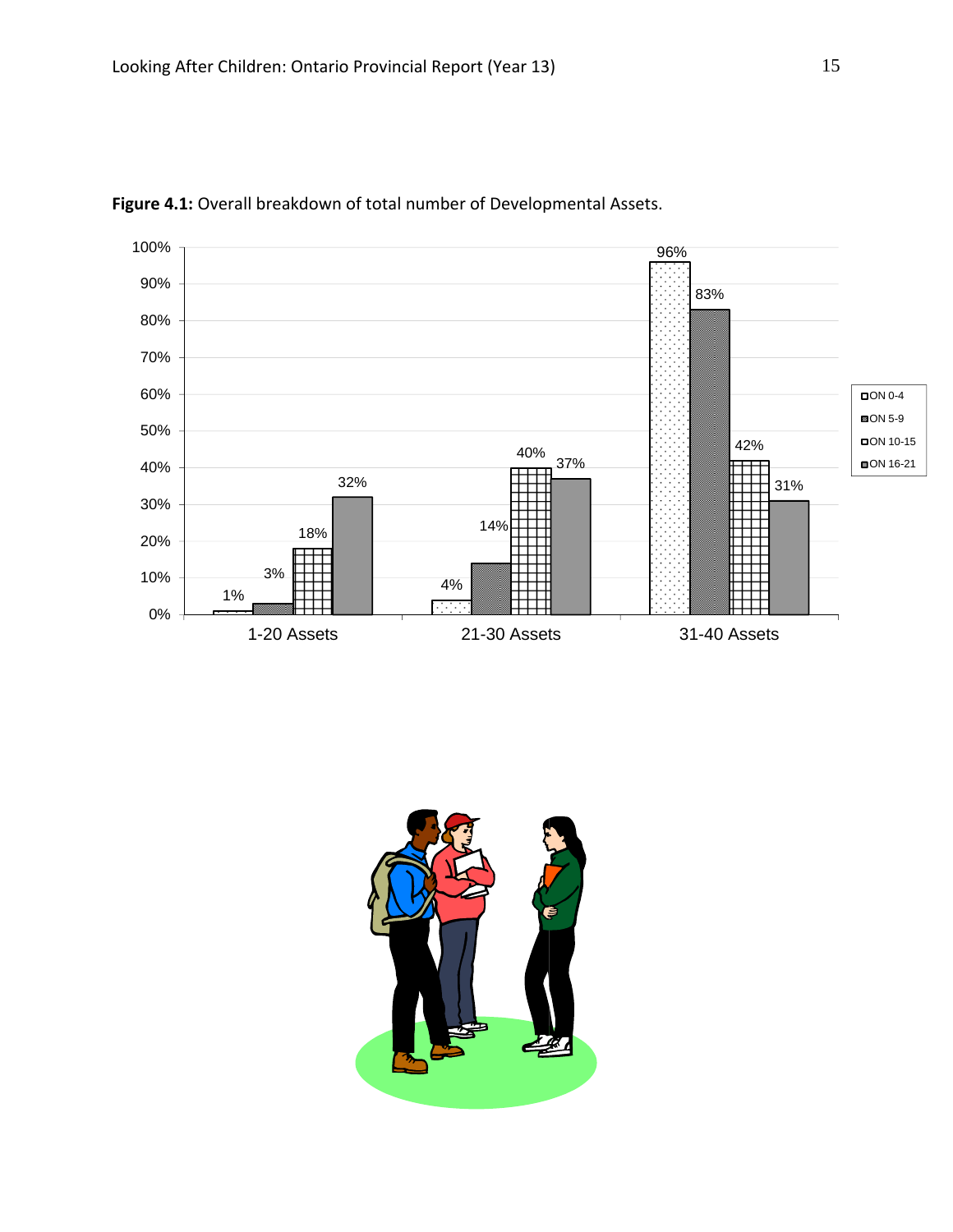**Figure 4.1:** Overall breakdown of total number of Developmental Assets.

| | ON 0-4 | ON 5-9 | ON 10-15 | ON 16-21 |
|---|---|---|---|---|
| 1-20 Assets | 1% | 3% | 18% | 32% |
| 21-30 Assets | | 4% | 14% | 40% | 37% |
| 31-40 Assets | 96% | 83% | 42% | 31% |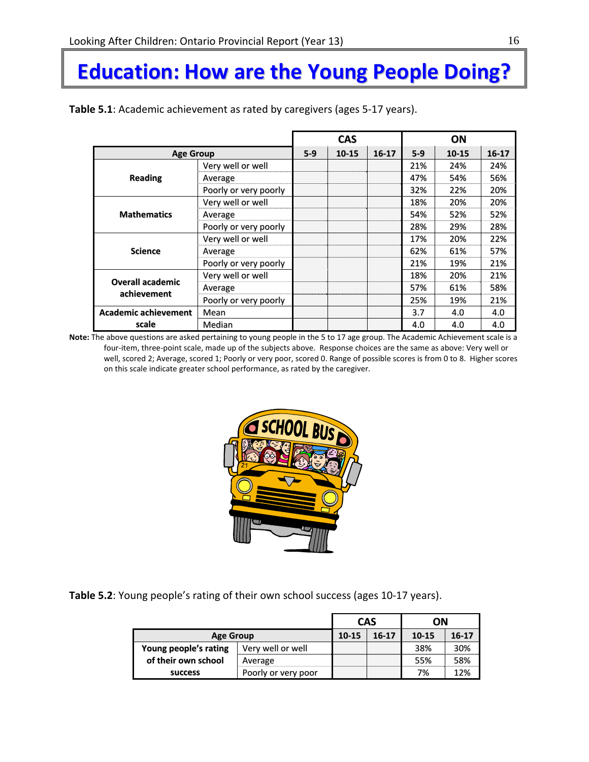# Education: How are the Young People Doing?

**Table 5.1**: Academic achievement as rated by caregivers (ages 5-17 years).

| | | CAS | | | ON | | |
|---|---|---|---|---|---|---|---|
| **Age Group** | | **5-9** | **10-15** | **16-17** | **5-9** | **10-15** | **16-17** |
| **Reading** | Very well or well | | | | 21% | 24% | 24% |
| | Average | | | | 47% | 54% | 56% |
| | Poorly or very poorly | | | | 32% | 22% | 20% |
| **Mathematics** | Very well or well | | | | 18% | 20% | 20% |
| | Average | | | | 54% | 52% | 52% |
| | Poorly or very poorly | | | | 28% | 29% | 28% |
| **Science** | Very well or well | | | | 17% | 20% | 22% |
| | Average | | | | 62% | 61% | 57% |
| | Poorly or very poorly | | | | 21% | 19% | 21% |
| **Overall academic achievement** | Very well or well | | | | 18% | 20% | 21% |
| | Average | | | | 57% | 61% | 58% |
| | Poorly or very poorly | | | | 25% | 19% | 21% |
| **Academic achievement scale** | Mean | | | | 3.7 | 4.0 | 4.0 |
| | Median | | | | 4.0 | 4.0 | 4.0 |

**Note:** The above questions are asked pertaining to young people in the 5 to 17 age group. The Academic Achievement scale is a four-item, three-point scale, made up of the subjects above. Response choices are the same as above: Very well or well, scored 2; Average, scored 1; Poorly or very poor, scored 0. Range of possible scores is from 0 to 8. Higher scores on this scale indicate greater school performance, as rated by the caregiver.

**Table 5.2**: Young people's rating of their own school success (ages 10-17 years).

| | | CAS | | ON | |
|---|---|---|---|---|---|
| **Age Group** | | **10-15** | **16-17** | **10-15** | **16-17** |
| **Young people's rating of their own school success** | Very well or well | | | 38% | 30% |
| | Average | | | 55% | 58% |
| | Poorly or very poor | | | 7% | 12% |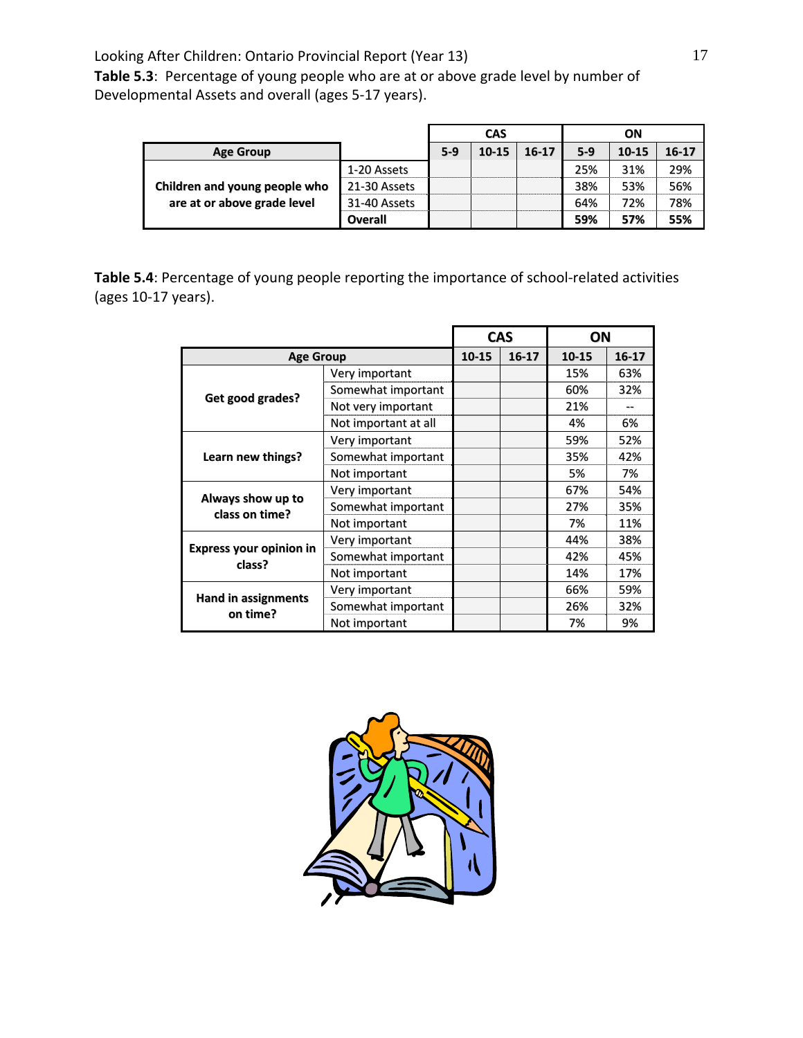**Table 5.3**: Percentage of young people who are at or above grade level by number of Developmental Assets and overall (ages 5-17 years).

| | | CAS | | | ON | | |
|---|---|---|---|---|---|---|---|
| Age Group | | 5-9 | 10-15 | 16-17 | 5-9 | 10-15 | 16-17 |
| Children and young people who are at or above grade level | 1-20 Assets | | | | 25% | 31% | 29% |
| | 21-30 Assets | | | | 38% | 53% | 56% |
| | 31-40 Assets | | | | 64% | 72% | 78% |
| | **Overall** | | | | **59%** | **57%** | **55%** |

**Table 5.4**: Percentage of young people reporting the importance of school-related activities (ages 10-17 years).

| | | CAS | | ON | |
|---|---|---|---|---|---|
| Age Group | | 10-15 | 16-17 | 10-15 | 16-17 |
| Get good grades? | Very important | | | 15% | 63% |
| | Somewhat important | | | 60% | 32% |
| | Not very important | | | 21% | -- |
| | Not important at all | | | 4% | 6% |
| Learn new things? | Very important | | | 59% | 52% |
| | Somewhat important | | | 35% | 42% |
| | Not important | | | 5% | 7% |
| Always show up to class on time? | Very important | | | 67% | 54% |
| | Somewhat important | | | 27% | 35% |
| | Not important | | | 7% | 11% |
| Express your opinion in class? | Very important | | | 44% | 38% |
| | Somewhat important | | | 42% | 45% |
| | Not important | | | 14% | 17% |
| Hand in assignments on time? | Very important | | | 66% | 59% |
| | Somewhat important | | | 26% | 32% |
| | Not important | | | 7% | 9% |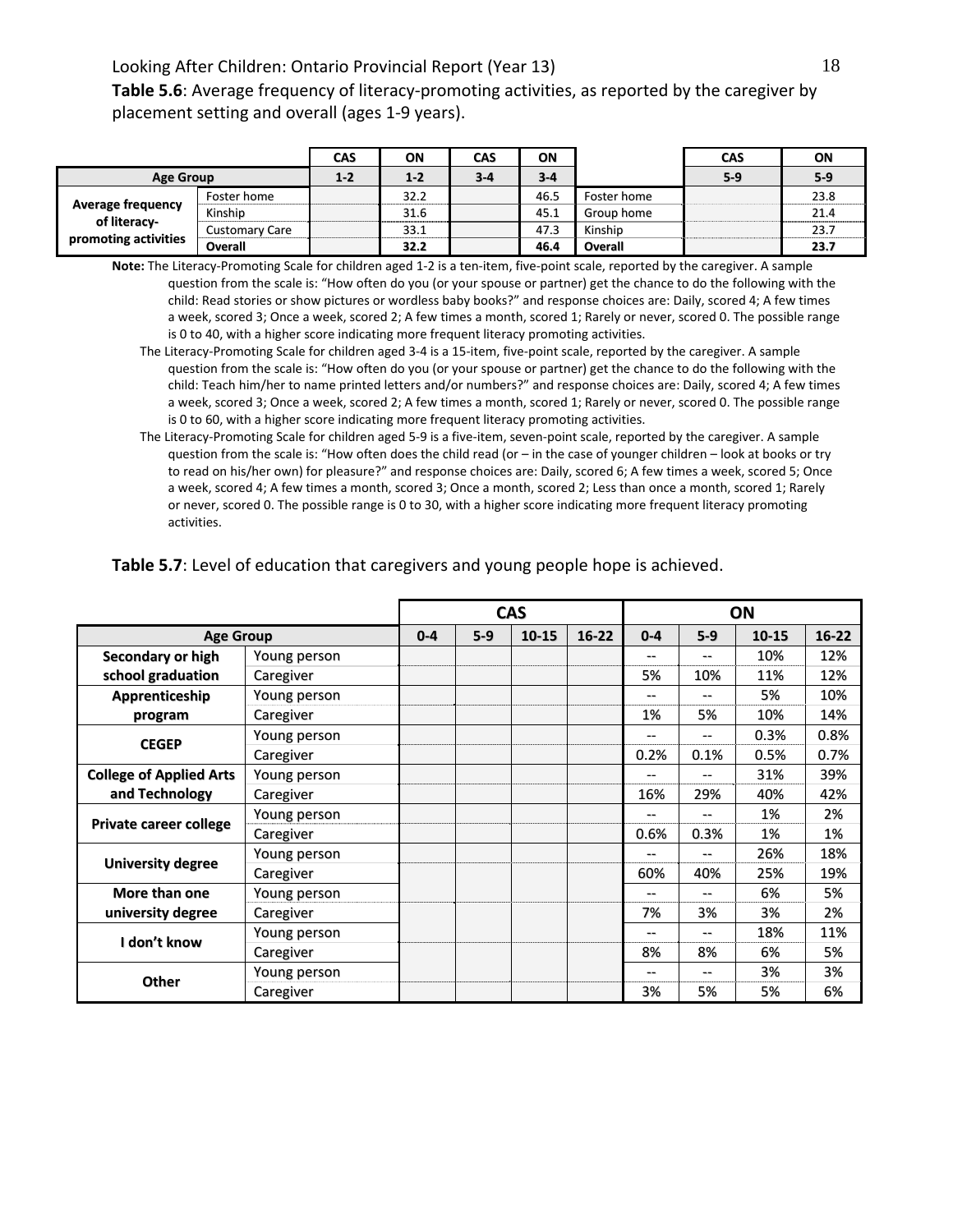**Table 5.6**: Average frequency of literacy-promoting activities, as reported by the caregiver by placement setting and overall (ages 1-9 years).

| | | CAS | ON | CAS | ON | | CAS | ON |
|---|---|---|---|---|---|---|---|---|
| **Age Group** | | **1-2** | **1-2** | **3-4** | **3-4** | | **5-9** | **5-9** |
| **Average frequency of literacy-promoting activities** | Foster home | | 32.2 | | 46.5 | Foster home | | 23.8 |
| | Kinship | | 31.6 | | 45.1 | Group home | | 21.4 |
| | Customary Care | | 33.1 | | 47.3 | Kinship | | 23.7 |
| | **Overall** | | **32.2** | | **46.4** | **Overall** | | **23.7** |

**Note:** The Literacy-Promoting Scale for children aged 1-2 is a ten-item, five-point scale, reported by the caregiver. A sample question from the scale is: "How often do you (or your spouse or partner) get the chance to do the following with the child: Read stories or show pictures or wordless baby books?" and response choices are: Daily, scored 4; A few times a week, scored 3; Once a week, scored 2; A few times a month, scored 1; Rarely or never, scored 0. The possible range is 0 to 40, with a higher score indicating more frequent literacy promoting activities.

The Literacy-Promoting Scale for children aged 3-4 is a 15-item, five-point scale, reported by the caregiver. A sample question from the scale is: "How often do you (or your spouse or partner) get the chance to do the following with the child: Teach him/her to name printed letters and/or numbers?" and response choices are: Daily, scored 4; A few times a week, scored 3; Once a week, scored 2; A few times a month, scored 1; Rarely or never, scored 0. The possible range is 0 to 60, with a higher score indicating more frequent literacy promoting activities.

The Literacy-Promoting Scale for children aged 5-9 is a five-item, seven-point scale, reported by the caregiver. A sample question from the scale is: "How often does the child read (or – in the case of younger children – look at books or try to read on his/her own) for pleasure?" and response choices are: Daily, scored 6; A few times a week, scored 5; Once a week, scored 4; A few times a month, scored 3; Once a month, scored 2; Less than once a month, scored 1; Rarely or never, scored 0. The possible range is 0 to 30, with a higher score indicating more frequent literacy promoting activities.

**Table 5.7**: Level of education that caregivers and young people hope is achieved.

| | | CAS | | | | ON | | | |
|---|---|---|---|---|---|---|---|---|---|
| **Age Group** | | **0-4** | **5-9** | **10-15** | **16-22** | **0-4** | **5-9** | **10-15** | **16-22** |
| **Secondary or high school graduation** | Young person | | | | | -- | -- | 10% | 12% |
| | Caregiver | | | | | 5% | 10% | 11% | 12% |
| **Apprenticeship program** | Young person | | | | | -- | -- | 5% | 10% |
| | Caregiver | | | | | 1% | 5% | 10% | 14% |
| **CEGEP** | Young person | | | | | -- | -- | 0.3% | 0.8% |
| | Caregiver | | | | | 0.2% | 0.1% | 0.5% | 0.7% |
| **College of Applied Arts and Technology** | Young person | | | | | -- | -- | 31% | 39% |
| | Caregiver | | | | | 16% | 29% | 40% | 42% |
| **Private career college** | Young person | | | | | -- | -- | 1% | 2% |
| | Caregiver | | | | | 0.6% | 0.3% | 1% | 1% |
| **University degree** | Young person | | | | | -- | -- | 26% | 18% |
| | Caregiver | | | | | 60% | 40% | 25% | 19% |
| **More than one university degree** | Young person | | | | | -- | -- | 6% | 5% |
| | Caregiver | | | | | 7% | 3% | 3% | 2% |
| **I don't know** | Young person | | | | | -- | -- | 18% | 11% |
| | Caregiver | | | | | 8% | 8% | 6% | 5% |
| **Other** | Young person | | | | | -- | -- | 3% | 3% |
| | Caregiver | | | | | 3% | 5% | 5% | 6% |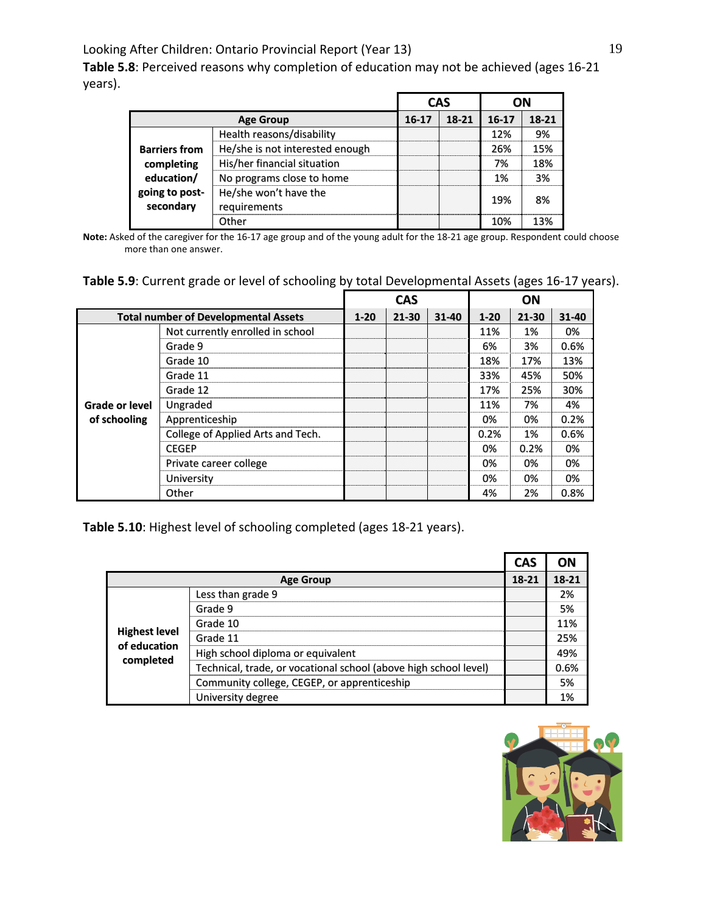**Table 5.8**: Perceived reasons why completion of education may not be achieved (ages 16-21 years).

| | | CAS | | ON | |
|---|---|---|---|---|---|
| Age Group | | 16-17 | 18-21 | 16-17 | 18-21 |
| **Barriers from completing education/ going to post-secondary** | Health reasons/disability | | | 12% | 9% |
| | He/she is not interested enough | | | 26% | 15% |
| | His/her financial situation | | | 7% | 18% |
| | No programs close to home | | | 1% | 3% |
| | He/she won't have the requirements | | | 19% | 8% |
| | Other | | | 10% | 13% |

**Note:** Asked of the caregiver for the 16-17 age group and of the young adult for the 18-21 age group. Respondent could choose more than one answer.

**Table 5.9**: Current grade or level of schooling by total Developmental Assets (ages 16-17 years).

| | | CAS | | | ON | | |
|---|---|---|---|---|---|---|---|
| Total number of Developmental Assets | | 1-20 | 21-30 | 31-40 | 1-20 | 21-30 | 31-40 |
| **Grade or level of schooling** | Not currently enrolled in school | | | | 11% | 1% | 0% |
| | Grade 9 | | | | 6% | 3% | 0.6% |
| | Grade 10 | | | | 18% | 17% | 13% |
| | Grade 11 | | | | 33% | 45% | 50% |
| | Grade 12 | | | | 17% | 25% | 30% |
| | Ungraded | | | | 11% | 7% | 4% |
| | Apprenticeship | | | | 0% | 0% | 0.2% |
| | College of Applied Arts and Tech. | | | | 0.2% | 1% | 0.6% |
| | CEGEP | | | | 0% | 0.2% | 0% |
| | Private career college | | | | 0% | 0% | 0% |
| | University | | | | 0% | 0% | 0% |
| | Other | | | | 4% | 2% | 0.8% |

**Table 5.10**: Highest level of schooling completed (ages 18-21 years).

| | | CAS | ON |
|---|---|---|---|
| Age Group | | 18-21 | 18-21 |
| **Highest level of education completed** | Less than grade 9 | | 2% |
| | Grade 9 | | 5% |
| | Grade 10 | | 11% |
| | Grade 11 | | 25% |
| | High school diploma or equivalent | | 49% |
| | Technical, trade, or vocational school (above high school level) | | 0.6% |
| | Community college, CEGEP, or apprenticeship | | 5% |
| | University degree | | 1% |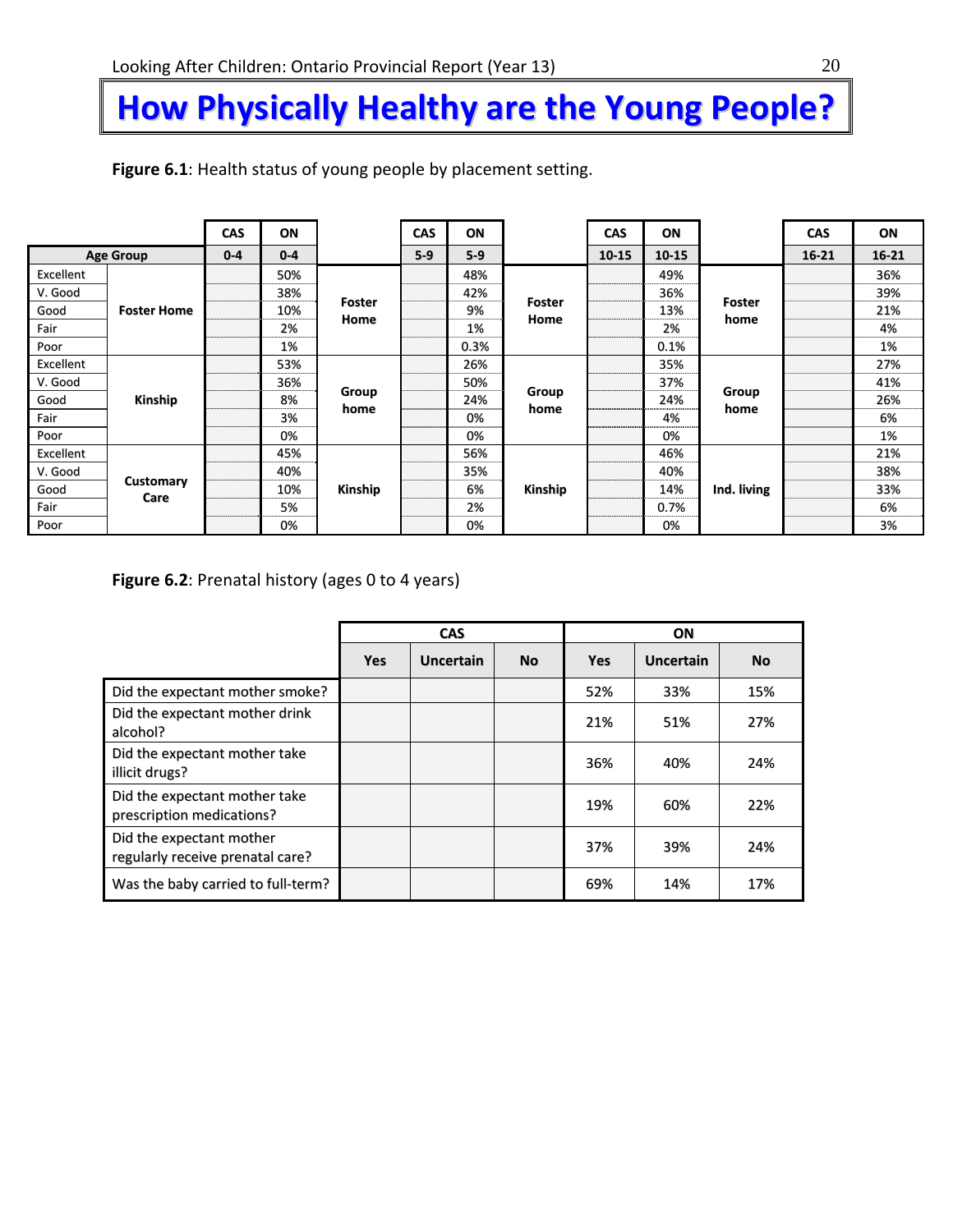# How Physically Healthy are the Young People?

**Figure 6.1**: Health status of young people by placement setting.

| Age Group | | CAS 0-4 | ON 0-4 | | CAS 5-9 | ON 5-9 | | CAS 10-15 | ON 10-15 | | CAS 16-21 | ON 16-21 |
|---|---|---|---|---|---|---|---|---|---|---|---|---|
| Excellent | Foster Home | | 50% | Foster Home | | 48% | Foster Home | | 49% | Foster home | | 36% |
| V. Good | | | 38% | | | 42% | | | 36% | | | 39% |
| Good | | | 10% | | | 9% | | | 13% | | | 21% |
| Fair | | | 2% | | | 1% | | | 2% | | | 4% |
| Poor | | | 1% | | | 0.3% | | | 0.1% | | | 1% |
| Excellent | Kinship | | 53% | Group home | | 26% | Group home | | 35% | Group home | | 27% |
| V. Good | | | 36% | | | 50% | | | 37% | | | 41% |
| Good | | | 8% | | | 24% | | | 24% | | | 26% |
| Fair | | | 3% | | | 0% | | | 4% | | | 6% |
| Poor | | | 0% | | | 0% | | | 0% | | | 1% |
| Excellent | Customary Care | | 45% | Kinship | | 56% | Kinship | | 46% | Ind. living | | 21% |
| V. Good | | | 40% | | | 35% | | | 40% | | | 38% |
| Good | | | 10% | | | 6% | | | 14% | | | 33% |
| Fair | | | 5% | | | 2% | | | 0.7% | | | 6% |
| Poor | | | 0% | | | 0% | | | 0% | | | 3% |

**Figure 6.2**: Prenatal history (ages 0 to 4 years)

| | CAS | | | ON | | |
|---|---|---|---|---|---|---|
| | Yes | Uncertain | No | Yes | Uncertain | No |
| Did the expectant mother smoke? | | | | 52% | 33% | 15% |
| Did the expectant mother drink alcohol? | | | | 21% | 51% | 27% |
| Did the expectant mother take illicit drugs? | | | | 36% | 40% | 24% |
| Did the expectant mother take prescription medications? | | | | 19% | 60% | 22% |
| Did the expectant mother regularly receive prenatal care? | | | | 37% | 39% | 24% |
| Was the baby carried to full-term? | | | | 69% | 14% | 17% |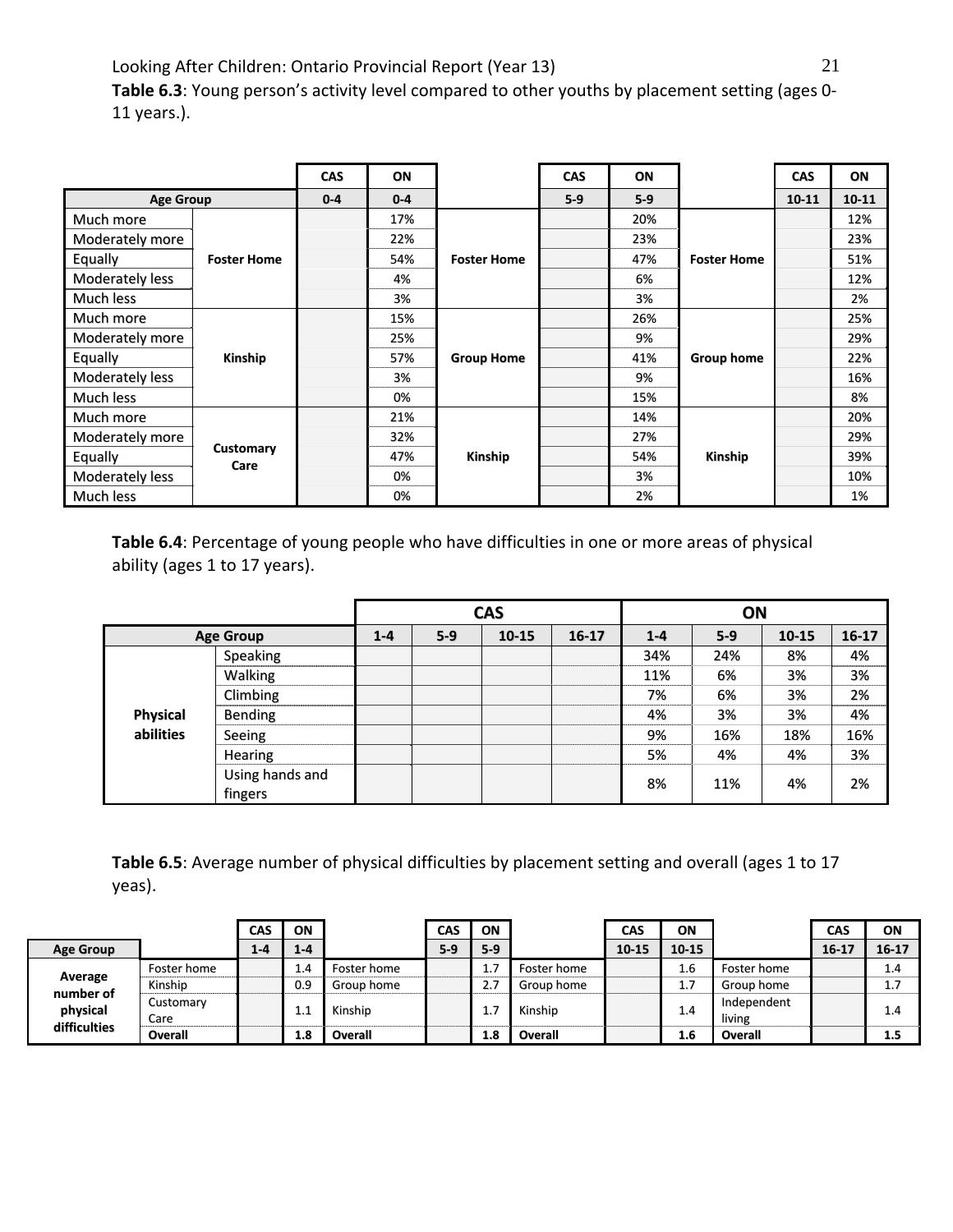**Table 6.3**: Young person's activity level compared to other youths by placement setting (ages 0-11 years.).

| | | CAS | ON | | CAS | ON | | CAS | ON |
|---|---|---|---|---|---|---|---|---|---|
| **Age Group** | | **0-4** | **0-4** | | **5-9** | **5-9** | | **10-11** | **10-11** |
| Much more | **Foster Home** | | 17% | **Foster Home** | | 20% | **Foster Home** | | 12% |
| Moderately more | | | 22% | | | 23% | | | 23% |
| Equally | | | 54% | | | 47% | | | 51% |
| Moderately less | | | 4% | | | 6% | | | 12% |
| Much less | | | 3% | | | 3% | | | 2% |
| Much more | **Kinship** | | 15% | **Group Home** | | 26% | **Group home** | | 25% |
| Moderately more | | | 25% | | | 9% | | | 29% |
| Equally | | | 57% | | | 41% | | | 22% |
| Moderately less | | | 3% | | | 9% | | | 16% |
| Much less | | | 0% | | | 15% | | | 8% |
| Much more | **Customary Care** | | 21% | **Kinship** | | 14% | **Kinship** | | 20% |
| Moderately more | | | 32% | | | 27% | | | 29% |
| Equally | | | 47% | | | 54% | | | 39% |
| Moderately less | | | 0% | | | 3% | | | 10% |
| Much less | | | 0% | | | 2% | | | 1% |

**Table 6.4**: Percentage of young people who have difficulties in one or more areas of physical ability (ages 1 to 17 years).

| | | CAS | | | | ON | | | |
|---|---|---|---|---|---|---|---|---|---|
| **Age Group** | | **1-4** | **5-9** | **10-15** | **16-17** | **1-4** | **5-9** | **10-15** | **16-17** |
| **Physical abilities** | Speaking | | | | | 34% | 24% | 8% | 4% |
| | Walking | | | | | 11% | 6% | 3% | 3% |
| | Climbing | | | | | 7% | 6% | 3% | 2% |
| | Bending | | | | | 4% | 3% | 3% | 4% |
| | Seeing | | | | | 9% | 16% | 18% | 16% |
| | Hearing | | | | | 5% | 4% | 4% | 3% |
| | Using hands and fingers | | | | | 8% | 11% | 4% | 2% |

**Table 6.5**: Average number of physical difficulties by placement setting and overall (ages 1 to 17 yeas).

| | | CAS | ON | | CAS | ON | | CAS | ON | | CAS | ON |
|---|---|---|---|---|---|---|---|---|---|---|---|---|
| **Age Group** | | **1-4** | **1-4** | | **5-9** | **5-9** | | **10-15** | **10-15** | | **16-17** | **16-17** |
| **Average number of physical difficulties** | Foster home | | 1.4 | Foster home | | 1.7 | Foster home | | 1.6 | Foster home | | 1.4 |
| | Kinship | | 0.9 | Group home | | 2.7 | Group home | | 1.7 | Group home | | 1.7 |
| | Customary Care | | 1.1 | Kinship | | 1.7 | Kinship | | 1.4 | Independent living | | 1.4 |
| | **Overall** | | **1.8** | **Overall** | | **1.8** | **Overall** | | **1.6** | **Overall** | | **1.5** |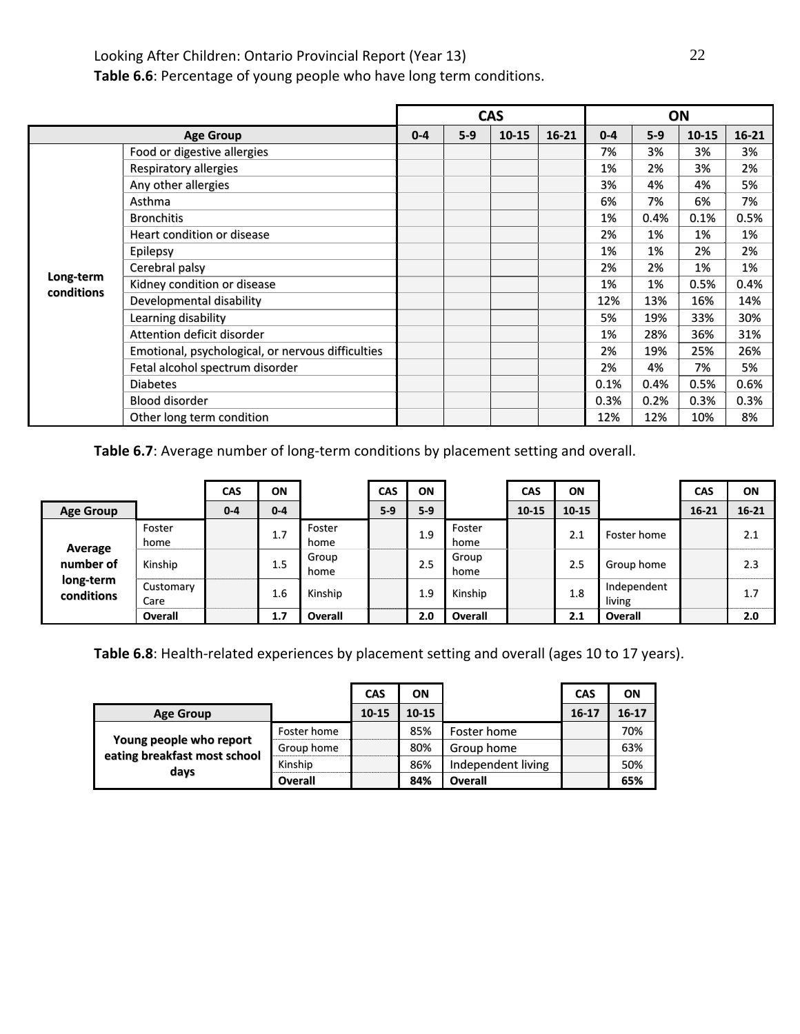**Table 6.6**: Percentage of young people who have long term conditions.

| | | CAS | | | | ON | | | |
|---|---|---|---|---|---|---|---|---|---|
| Age Group | | 0-4 | 5-9 | 10-15 | 16-21 | 0-4 | 5-9 | 10-15 | 16-21 |
| **Long-term conditions** | Food or digestive allergies | | | | | 7% | 3% | 3% | 3% |
| | Respiratory allergies | | | | | 1% | 2% | 3% | 2% |
| | Any other allergies | | | | | 3% | 4% | 4% | 5% |
| | Asthma | | | | | 6% | 7% | 6% | 7% |
| | Bronchitis | | | | | 1% | 0.4% | 0.1% | 0.5% |
| | Heart condition or disease | | | | | 2% | 1% | 1% | 1% |
| | Epilepsy | | | | | 1% | 1% | 2% | 2% |
| | Cerebral palsy | | | | | 2% | 2% | 1% | 1% |
| | Kidney condition or disease | | | | | 1% | 1% | 0.5% | 0.4% |
| | Developmental disability | | | | | 12% | 13% | 16% | 14% |
| | Learning disability | | | | | 5% | 19% | 33% | 30% |
| | Attention deficit disorder | | | | | 1% | 28% | 36% | 31% |
| | Emotional, psychological, or nervous difficulties | | | | | 2% | 19% | 25% | 26% |
| | Fetal alcohol spectrum disorder | | | | | 2% | 4% | 7% | 5% |
| | Diabetes | | | | | 0.1% | 0.4% | 0.5% | 0.6% |
| | Blood disorder | | | | | 0.3% | 0.2% | 0.3% | 0.3% |
| | Other long term condition | | | | | 12% | 12% | 10% | 8% |

**Table 6.7**: Average number of long-term conditions by placement setting and overall.

| | | CAS | ON | | CAS | ON | | CAS | ON | | CAS | ON |
|---|---|---|---|---|---|---|---|---|---|---|---|---|
| **Age Group** | | 0-4 | 0-4 | | 5-9 | 5-9 | | 10-15 | 10-15 | | 16-21 | 16-21 |
| **Average number of long-term conditions** | Foster home | | 1.7 | Foster home | | 1.9 | Foster home | | 2.1 | Foster home | | 2.1 |
| | Kinship | | 1.5 | Group home | | 2.5 | Group home | | 2.5 | Group home | | 2.3 |
| | Customary Care | | 1.6 | Kinship | | 1.9 | Kinship | | 1.8 | Independent living | | 1.7 |
| | **Overall** | | **1.7** | **Overall** | | **2.0** | **Overall** | | **2.1** | **Overall** | | **2.0** |

**Table 6.8**: Health-related experiences by placement setting and overall (ages 10 to 17 years).

| | | CAS | ON | | CAS | ON |
|---|---|---|---|---|---|---|
| **Age Group** | | 10-15 | 10-15 | | 16-17 | 16-17 |
| **Young people who report eating breakfast most school days** | Foster home | | 85% | Foster home | | 70% |
| | Group home | | 80% | Group home | | 63% |
| | Kinship | | 86% | Independent living | | 50% |
| | **Overall** | | **84%** | **Overall** | | **65%** |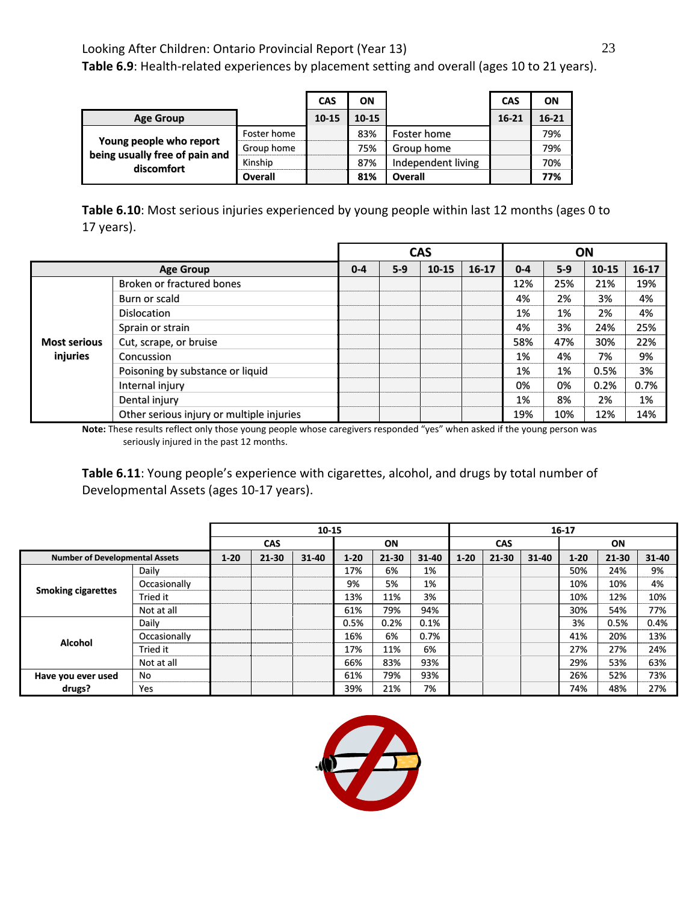**Table 6.9**: Health-related experiences by placement setting and overall (ages 10 to 21 years).

| Age Group | | CAS 10-15 | ON 10-15 | | CAS 16-21 | ON 16-21 |
|---|---|---|---|---|---|---|
| Young people who report being usually free of pain and discomfort | Foster home | | 83% | Foster home | | 79% |
| | Group home | | 75% | Group home | | 79% |
| | Kinship | | 87% | Independent living | | 70% |
| | **Overall** | | **81%** | **Overall** | | **77%** |

**Table 6.10**: Most serious injuries experienced by young people within last 12 months (ages 0 to 17 years).

| | | CAS | | | | ON | | | |
|---|---|---|---|---|---|---|---|---|---|
| **Age Group** | | **0-4** | **5-9** | **10-15** | **16-17** | **0-4** | **5-9** | **10-15** | **16-17** |
| **Most serious injuries** | Broken or fractured bones | | | | | 12% | 25% | 21% | 19% |
| | Burn or scald | | | | | 4% | 2% | 3% | 4% |
| | Dislocation | | | | | 1% | 1% | 2% | 4% |
| | Sprain or strain | | | | | 4% | 3% | 24% | 25% |
| | Cut, scrape, or bruise | | | | | 58% | 47% | 30% | 22% |
| | Concussion | | | | | 1% | 4% | 7% | 9% |
| | Poisoning by substance or liquid | | | | | 1% | 1% | 0.5% | 3% |
| | Internal injury | | | | | 0% | 0% | 0.2% | 0.7% |
| | Dental injury | | | | | 1% | 8% | 2% | 1% |
| | Other serious injury or multiple injuries | | | | | 19% | 10% | 12% | 14% |

**Note:** These results reflect only those young people whose caregivers responded "yes" when asked if the young person was seriously injured in the past 12 months.

**Table 6.11**: Young people's experience with cigarettes, alcohol, and drugs by total number of Developmental Assets (ages 10-17 years).

| | | 10-15 | | | | | | 16-17 | | | | | |
|---|---|---|---|---|---|---|---|---|---|---|---|---|---|
| | | CAS | | | ON | | | CAS | | | ON | | |
| **Number of Developmental Assets** | | **1-20** | **21-30** | **31-40** | **1-20** | **21-30** | **31-40** | **1-20** | **21-30** | **31-40** | **1-20** | **21-30** | **31-40** |
| **Smoking cigarettes** | Daily | | | | 17% | 6% | 1% | | | | 50% | 24% | 9% |
| | Occasionally | | | | 9% | 5% | 1% | | | | 10% | 10% | 4% |
| | Tried it | | | | 13% | 11% | 3% | | | | 10% | 12% | 10% |
| | Not at all | | | | 61% | 79% | 94% | | | | 30% | 54% | 77% |
| **Alcohol** | Daily | | | | 0.5% | 0.2% | 0.1% | | | | 3% | 0.5% | 0.4% |
| | Occasionally | | | | 16% | 6% | 0.7% | | | | 41% | 20% | 13% |
| | Tried it | | | | 17% | 11% | 6% | | | | 27% | 27% | 24% |
| | Not at all | | | | 66% | 83% | 93% | | | | 29% | 53% | 63% |
| **Have you ever used drugs?** | No | | | | 61% | 79% | 93% | | | | 26% | 52% | 73% |
| | Yes | | | | 39% | 21% | 7% | | | | 74% | 48% | 27% |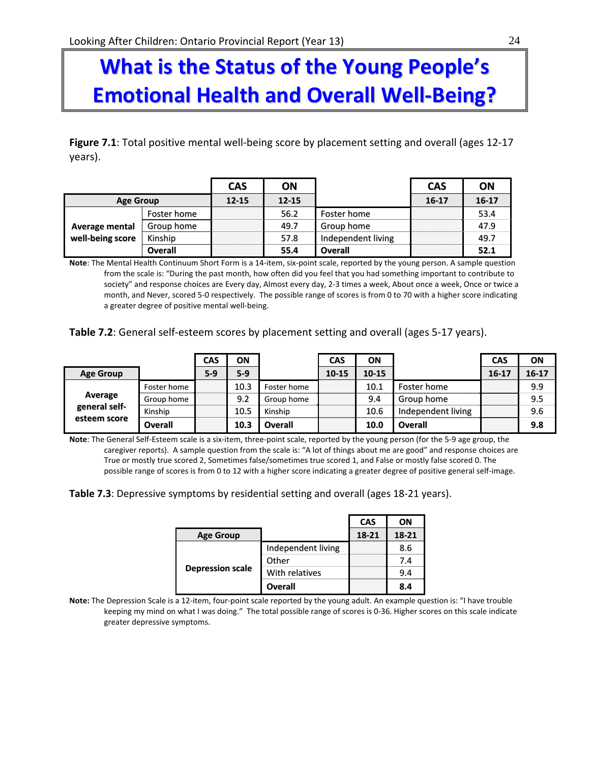# What is the Status of the Young People's Emotional Health and Overall Well-Being?

**Figure 7.1**: Total positive mental well-being score by placement setting and overall (ages 12-17 years).

| | | CAS | ON | | CAS | ON |
|---|---|---|---|---|---|---|
| **Age Group** | | **12-15** | **12-15** | | **16-17** | **16-17** |
| **Average mental well-being score** | Foster home | | 56.2 | Foster home | | 53.4 |
| | Group home | | 49.7 | Group home | | 47.9 |
| | Kinship | | 57.8 | Independent living | | 49.7 |
| | **Overall** | | **55.4** | **Overall** | | **52.1** |

**Note**: The Mental Health Continuum Short Form is a 14-item, six-point scale, reported by the young person. A sample question from the scale is: "During the past month, how often did you feel that you had something important to contribute to society" and response choices are Every day, Almost every day, 2-3 times a week, About once a week, Once or twice a month, and Never, scored 5-0 respectively. The possible range of scores is from 0 to 70 with a higher score indicating a greater degree of positive mental well-being.

**Table 7.2**: General self-esteem scores by placement setting and overall (ages 5-17 years).

| | | CAS | ON | | CAS | ON | | CAS | ON |
|---|---|---|---|---|---|---|---|---|---|
| **Age Group** | | **5-9** | **5-9** | | **10-15** | **10-15** | | **16-17** | **16-17** |
| **Average general self-esteem score** | Foster home | | 10.3 | Foster home | | 10.1 | Foster home | | 9.9 |
| | Group home | | 9.2 | Group home | | 9.4 | Group home | | 9.5 |
| | Kinship | | 10.5 | Kinship | | 10.6 | Independent living | | 9.6 |
| | **Overall** | | **10.3** | **Overall** | | **10.0** | **Overall** | | **9.8** |

**Note**: The General Self-Esteem scale is a six-item, three-point scale, reported by the young person (for the 5-9 age group, the caregiver reports). A sample question from the scale is: "A lot of things about me are good" and response choices are True or mostly true scored 2, Sometimes false/sometimes true scored 1, and False or mostly false scored 0. The possible range of scores is from 0 to 12 with a higher score indicating a greater degree of positive general self-image.

**Table 7.3**: Depressive symptoms by residential setting and overall (ages 18-21 years).

| | | CAS | ON |
|---|---|---|---|
| **Age Group** | | **18-21** | **18-21** |
| **Depression scale** | Independent living | | 8.6 |
| | Other | | 7.4 |
| | With relatives | | 9.4 |
| | **Overall** | | **8.4** |

**Note:** The Depression Scale is a 12-item, four-point scale reported by the young adult. An example question is: "I have trouble keeping my mind on what I was doing." The total possible range of scores is 0-36. Higher scores on this scale indicate greater depressive symptoms.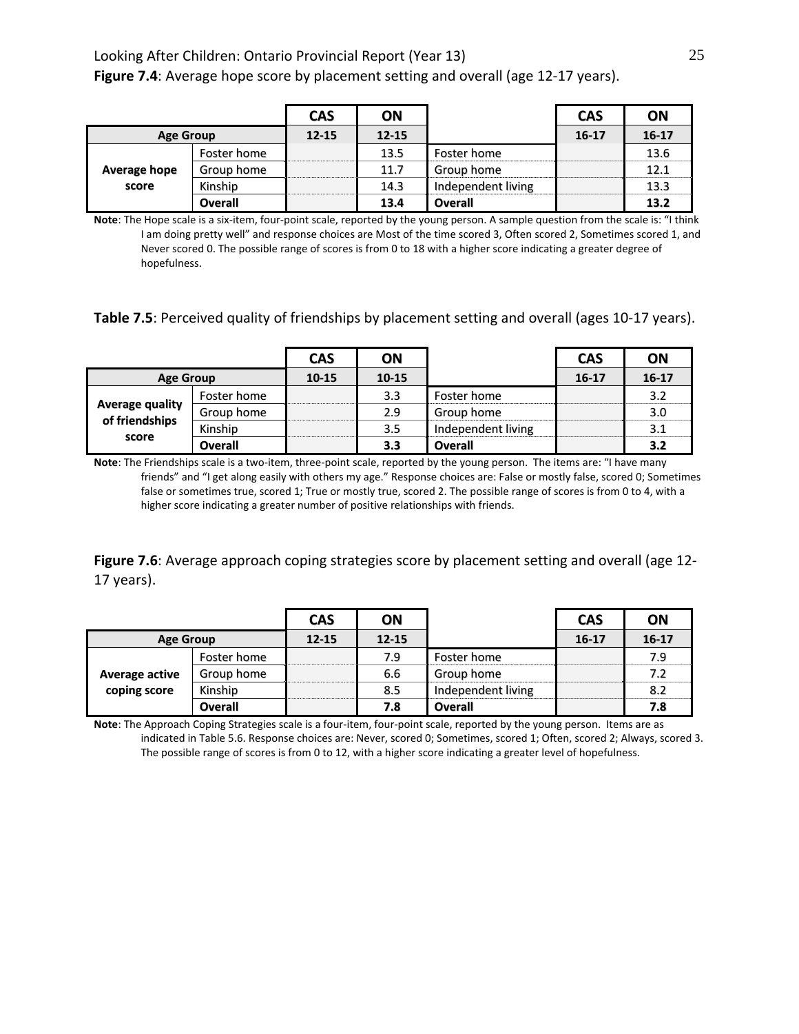**Figure 7.4**: Average hope score by placement setting and overall (age 12-17 years).

| | | CAS | ON | | CAS | ON |
|---|---|---|---|---|---|---|
| **Age Group** | | **12-15** | **12-15** | | **16-17** | **16-17** |
| **Average hope score** | Foster home | | 13.5 | Foster home | | 13.6 |
| | Group home | | 11.7 | Group home | | 12.1 |
| | Kinship | | 14.3 | Independent living | | 13.3 |
| | **Overall** | | **13.4** | **Overall** | | **13.2** |

**Note**: The Hope scale is a six-item, four-point scale, reported by the young person. A sample question from the scale is: "I think I am doing pretty well" and response choices are Most of the time scored 3, Often scored 2, Sometimes scored 1, and Never scored 0. The possible range of scores is from 0 to 18 with a higher score indicating a greater degree of hopefulness.

**Table 7.5**: Perceived quality of friendships by placement setting and overall (ages 10-17 years).

| | | CAS | ON | | CAS | ON |
|---|---|---|---|---|---|---|
| **Age Group** | | **10-15** | **10-15** | | **16-17** | **16-17** |
| **Average quality of friendships score** | Foster home | | 3.3 | Foster home | | 3.2 |
| | Group home | | 2.9 | Group home | | 3.0 |
| | Kinship | | 3.5 | Independent living | | 3.1 |
| | **Overall** | | **3.3** | **Overall** | | **3.2** |

**Note**: The Friendships scale is a two-item, three-point scale, reported by the young person. The items are: "I have many friends" and "I get along easily with others my age." Response choices are: False or mostly false, scored 0; Sometimes false or sometimes true, scored 1; True or mostly true, scored 2. The possible range of scores is from 0 to 4, with a higher score indicating a greater number of positive relationships with friends.

**Figure 7.6**: Average approach coping strategies score by placement setting and overall (age 12-17 years).

| | | CAS | ON | | CAS | ON |
|---|---|---|---|---|---|---|
| **Age Group** | | **12-15** | **12-15** | | **16-17** | **16-17** |
| **Average active coping score** | Foster home | | 7.9 | Foster home | | 7.9 |
| | Group home | | 6.6 | Group home | | 7.2 |
| | Kinship | | 8.5 | Independent living | | 8.2 |
| | **Overall** | | **7.8** | **Overall** | | **7.8** |

**Note**: The Approach Coping Strategies scale is a four-item, four-point scale, reported by the young person. Items are as indicated in Table 5.6. Response choices are: Never, scored 0; Sometimes, scored 1; Often, scored 2; Always, scored 3. The possible range of scores is from 0 to 12, with a higher score indicating a greater level of hopefulness.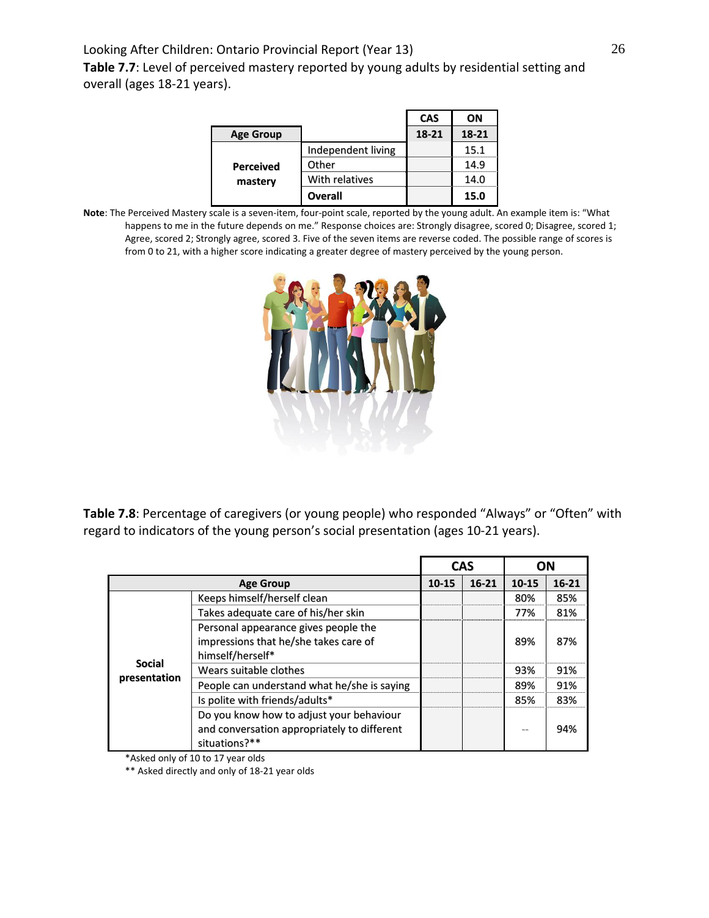**Table 7.7**: Level of perceived mastery reported by young adults by residential setting and overall (ages 18-21 years).

| | | CAS | ON |
|---|---|---|---|
| **Age Group** | | **18-21** | **18-21** |
| **Perceived mastery** | Independent living | | 15.1 |
| | Other | | 14.9 |
| | With relatives | | 14.0 |
| | **Overall** | | **15.0** |

**Note**: The Perceived Mastery scale is a seven-item, four-point scale, reported by the young adult. An example item is: "What happens to me in the future depends on me." Response choices are: Strongly disagree, scored 0; Disagree, scored 1; Agree, scored 2; Strongly agree, scored 3. Five of the seven items are reverse coded. The possible range of scores is from 0 to 21, with a higher score indicating a greater degree of mastery perceived by the young person.

**Table 7.8**: Percentage of caregivers (or young people) who responded "Always" or "Often" with regard to indicators of the young person's social presentation (ages 10-21 years).

| | | CAS | | ON | |
|---|---|---|---|---|---|
| **Age Group** | | **10-15** | **16-21** | **10-15** | **16-21** |
| **Social presentation** | Keeps himself/herself clean | | | 80% | 85% |
| | Takes adequate care of his/her skin | | | 77% | 81% |
| | Personal appearance gives people the impressions that he/she takes care of himself/herself* | | | 89% | 87% |
| | Wears suitable clothes | | | 93% | 91% |
| | People can understand what he/she is saying | | | 89% | 91% |
| | Is polite with friends/adults* | | | 85% | 83% |
| | Do you know how to adjust your behaviour and conversation appropriately to different situations?** | | | -- | 94% |

*Asked only of 10 to 17 year olds

** Asked directly and only of 18-21 year olds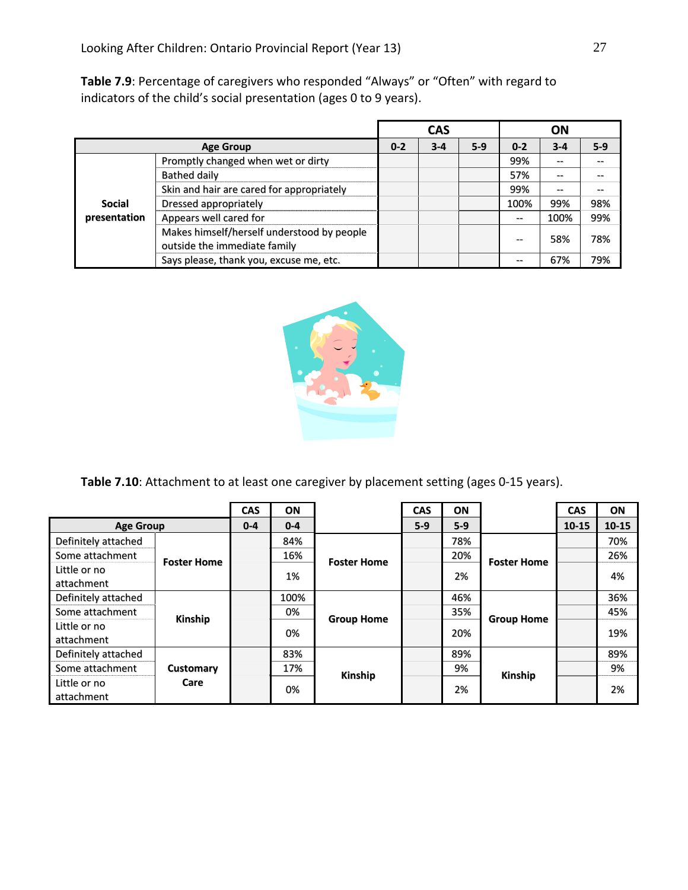**Table 7.9**: Percentage of caregivers who responded "Always" or "Often" with regard to indicators of the child's social presentation (ages 0 to 9 years).

| | | CAS | | | ON | | |
|---|---|---|---|---|---|---|---|
| **Age Group** | | **0-2** | **3-4** | **5-9** | **0-2** | **3-4** | **5-9** |
| **Social presentation** | Promptly changed when wet or dirty | | | | 99% | -- | -- |
| | Bathed daily | | | | 57% | -- | -- |
| | Skin and hair are cared for appropriately | | | | 99% | -- | -- |
| | Dressed appropriately | | | | 100% | 99% | 98% |
| | Appears well cared for | | | | -- | 100% | 99% |
| | Makes himself/herself understood by people outside the immediate family | | | | -- | 58% | 78% |
| | Says please, thank you, excuse me, etc. | | | | -- | 67% | 79% |

**Table 7.10**: Attachment to at least one caregiver by placement setting (ages 0-15 years).

| | | CAS | ON | | CAS | ON | | CAS | ON |
|---|---|---|---|---|---|---|---|---|---|
| **Age Group** | | **0-4** | **0-4** | | **5-9** | **5-9** | | **10-15** | **10-15** |
| Definitely attached | **Foster Home** | | 84% | **Foster Home** | | 78% | **Foster Home** | | 70% |
| Some attachment | | | 16% | | | 20% | | | 26% |
| Little or no attachment | | | 1% | | | 2% | | | 4% |
| Definitely attached | **Kinship** | | 100% | **Group Home** | | 46% | **Group Home** | | 36% |
| Some attachment | | | 0% | | | 35% | | | 45% |
| Little or no attachment | | | 0% | | | 20% | | | 19% |
| Definitely attached | **Customary Care** | | 83% | **Kinship** | | 89% | **Kinship** | | 89% |
| Some attachment | | | 17% | | | 9% | | | 9% |
| Little or no attachment | | | 0% | | | 2% | | | 2% |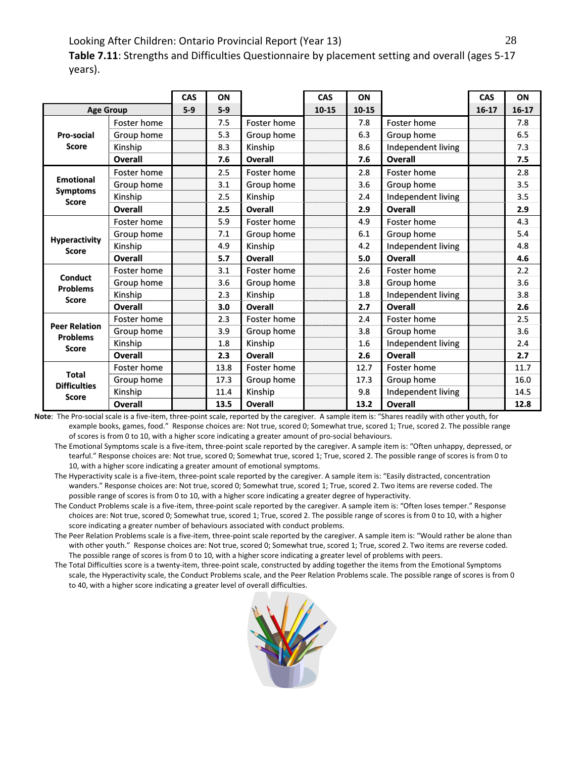**Table 7.11**: Strengths and Difficulties Questionnaire by placement setting and overall (ages 5-17 years).

| | | CAS | ON | | CAS | ON | | CAS | ON |
|---|---|---|---|---|---|---|---|---|---|
| **Age Group** | | **5-9** | **5-9** | | **10-15** | **10-15** | | **16-17** | **16-17** |
| **Pro-social Score** | Foster home | | 7.5 | Foster home | | 7.8 | Foster home | | 7.8 |
| | Group home | | 5.3 | Group home | | 6.3 | Group home | | 6.5 |
| | Kinship | | 8.3 | Kinship | | 8.6 | Independent living | | 7.3 |
| | **Overall** | | **7.6** | **Overall** | | **7.6** | **Overall** | | **7.5** |
| **Emotional Symptoms Score** | Foster home | | 2.5 | Foster home | | 2.8 | Foster home | | 2.8 |
| | Group home | | 3.1 | Group home | | 3.6 | Group home | | 3.5 |
| | Kinship | | 2.5 | Kinship | | 2.4 | Independent living | | 3.5 |
| | **Overall** | | **2.5** | **Overall** | | **2.9** | **Overall** | | **2.9** |
| **Hyperactivity Score** | Foster home | | 5.9 | Foster home | | 4.9 | Foster home | | 4.3 |
| | Group home | | 7.1 | Group home | | 6.1 | Group home | | 5.4 |
| | Kinship | | 4.9 | Kinship | | 4.2 | Independent living | | 4.8 |
| | **Overall** | | **5.7** | **Overall** | | **5.0** | **Overall** | | **4.6** |
| **Conduct Problems Score** | Foster home | | 3.1 | Foster home | | 2.6 | Foster home | | 2.2 |
| | Group home | | 3.6 | Group home | | 3.8 | Group home | | 3.6 |
| | Kinship | | 2.3 | Kinship | | 1.8 | Independent living | | 3.8 |
| | **Overall** | | **3.0** | **Overall** | | **2.7** | **Overall** | | **2.6** |
| **Peer Relation Problems Score** | Foster home | | 2.3 | Foster home | | 2.4 | Foster home | | 2.5 |
| | Group home | | 3.9 | Group home | | 3.8 | Group home | | 3.6 |
| | Kinship | | 1.8 | Kinship | | 1.6 | Independent living | | 2.4 |
| | **Overall** | | **2.3** | **Overall** | | **2.6** | **Overall** | | **2.7** |
| **Total Difficulties Score** | Foster home | | 13.8 | Foster home | | 12.7 | Foster home | | 11.7 |
| | Group home | | 17.3 | Group home | | 17.3 | Group home | | 16.0 |
| | Kinship | | 11.4 | Kinship | | 9.8 | Independent living | | 14.5 |
| | **Overall** | | **13.5** | **Overall** | | **13.2** | **Overall** | | **12.8** |

**Note**: The Pro-social scale is a five-item, three-point scale, reported by the caregiver. A sample item is: "Shares readily with other youth, for example books, games, food." Response choices are: Not true, scored 0; Somewhat true, scored 1; True, scored 2. The possible range of scores is from 0 to 10, with a higher score indicating a greater amount of pro-social behaviours.

The Emotional Symptoms scale is a five-item, three-point scale reported by the caregiver. A sample item is: "Often unhappy, depressed, or tearful." Response choices are: Not true, scored 0; Somewhat true, scored 1; True, scored 2. The possible range of scores is from 0 to 10, with a higher score indicating a greater amount of emotional symptoms.

The Hyperactivity scale is a five-item, three-point scale reported by the caregiver. A sample item is: "Easily distracted, concentration wanders." Response choices are: Not true, scored 0; Somewhat true, scored 1; True, scored 2. Two items are reverse coded. The possible range of scores is from 0 to 10, with a higher score indicating a greater degree of hyperactivity.

The Conduct Problems scale is a five-item, three-point scale reported by the caregiver. A sample item is: "Often loses temper." Response choices are: Not true, scored 0; Somewhat true, scored 1; True, scored 2. The possible range of scores is from 0 to 10, with a higher score indicating a greater number of behaviours associated with conduct problems.

The Peer Relation Problems scale is a five-item, three-point scale reported by the caregiver. A sample item is: "Would rather be alone than with other youth." Response choices are: Not true, scored 0; Somewhat true, scored 1; True, scored 2. Two items are reverse coded. The possible range of scores is from 0 to 10, with a higher score indicating a greater level of problems with peers.

The Total Difficulties score is a twenty-item, three-point scale, constructed by adding together the items from the Emotional Symptoms scale, the Hyperactivity scale, the Conduct Problems scale, and the Peer Relation Problems scale. The possible range of scores is from 0 to 40, with a higher score indicating a greater level of overall difficulties.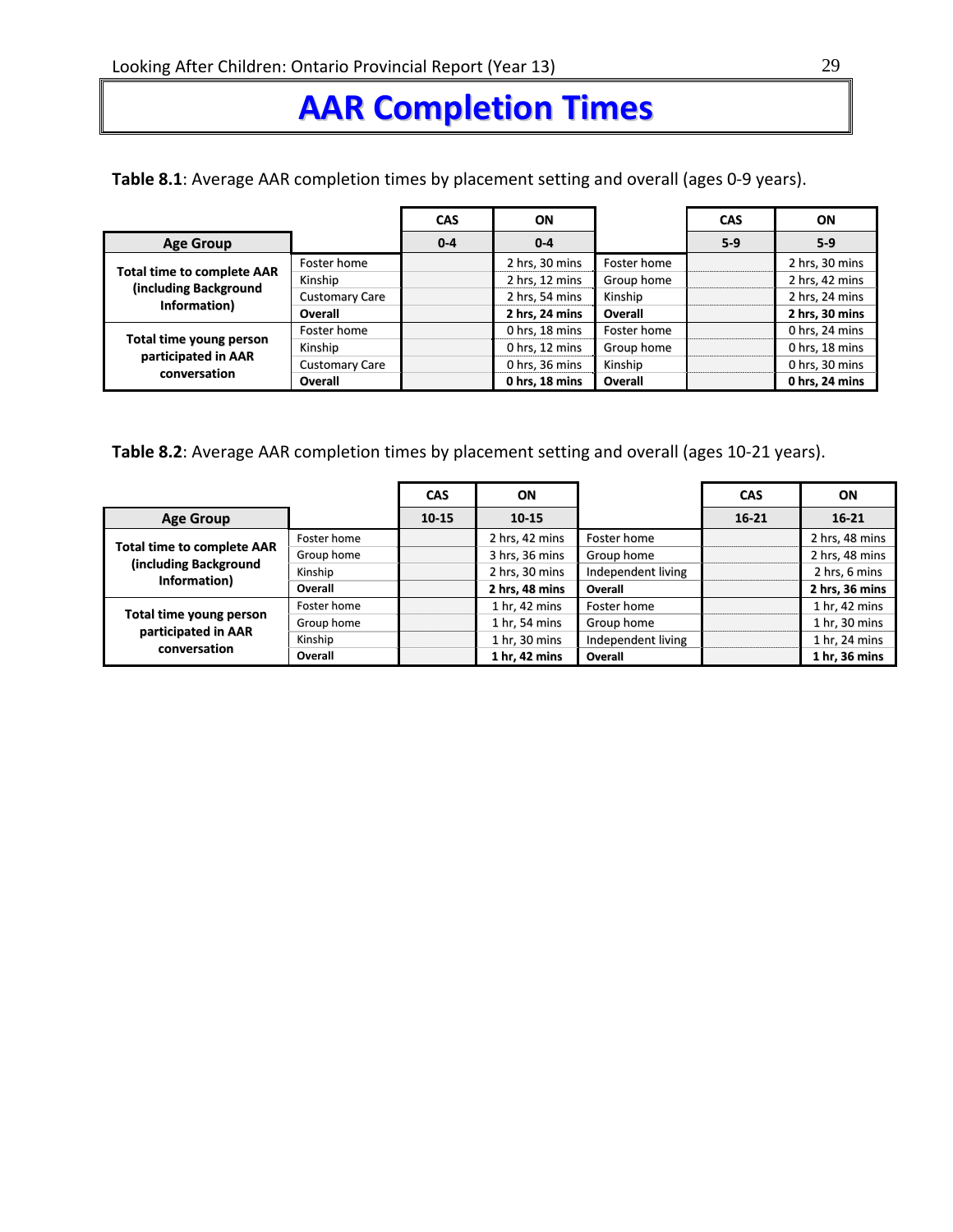# AAR Completion Times

**Table 8.1**: Average AAR completion times by placement setting and overall (ages 0-9 years).

| | | CAS | ON | | CAS | ON |
|---|---|---|---|---|---|---|
| **Age Group** | | **0-4** | **0-4** | | **5-9** | **5-9** |
| **Total time to complete AAR (including Background Information)** | Foster home | | 2 hrs, 30 mins | Foster home | | 2 hrs, 30 mins |
| | Kinship | | 2 hrs, 12 mins | Group home | | 2 hrs, 42 mins |
| | Customary Care | | 2 hrs, 54 mins | Kinship | | 2 hrs, 24 mins |
| | **Overall** | | **2 hrs, 24 mins** | **Overall** | | **2 hrs, 30 mins** |
| **Total time young person participated in AAR conversation** | Foster home | | 0 hrs, 18 mins | Foster home | | 0 hrs, 24 mins |
| | Kinship | | 0 hrs, 12 mins | Group home | | 0 hrs, 18 mins |
| | Customary Care | | 0 hrs, 36 mins | Kinship | | 0 hrs, 30 mins |
| | **Overall** | | **0 hrs, 18 mins** | **Overall** | | **0 hrs, 24 mins** |

**Table 8.2**: Average AAR completion times by placement setting and overall (ages 10-21 years).

| | | CAS | ON | | CAS | ON |
|---|---|---|---|---|---|---|
| **Age Group** | | **10-15** | **10-15** | | **16-21** | **16-21** |
| **Total time to complete AAR (including Background Information)** | Foster home | | 2 hrs, 42 mins | Foster home | | 2 hrs, 48 mins |
| | Group home | | 3 hrs, 36 mins | Group home | | 2 hrs, 48 mins |
| | Kinship | | 2 hrs, 30 mins | Independent living | | 2 hrs, 6 mins |
| | **Overall** | | **2 hrs, 48 mins** | **Overall** | | **2 hrs, 36 mins** |
| **Total time young person participated in AAR conversation** | Foster home | | 1 hr, 42 mins | Foster home | | 1 hr, 42 mins |
| | Group home | | 1 hr, 54 mins | Group home | | 1 hr, 30 mins |
| | Kinship | | 1 hr, 30 mins | Independent living | | 1 hr, 24 mins |
| | **Overall** | | **1 hr, 42 mins** | **Overall** | | **1 hr, 36 mins** |